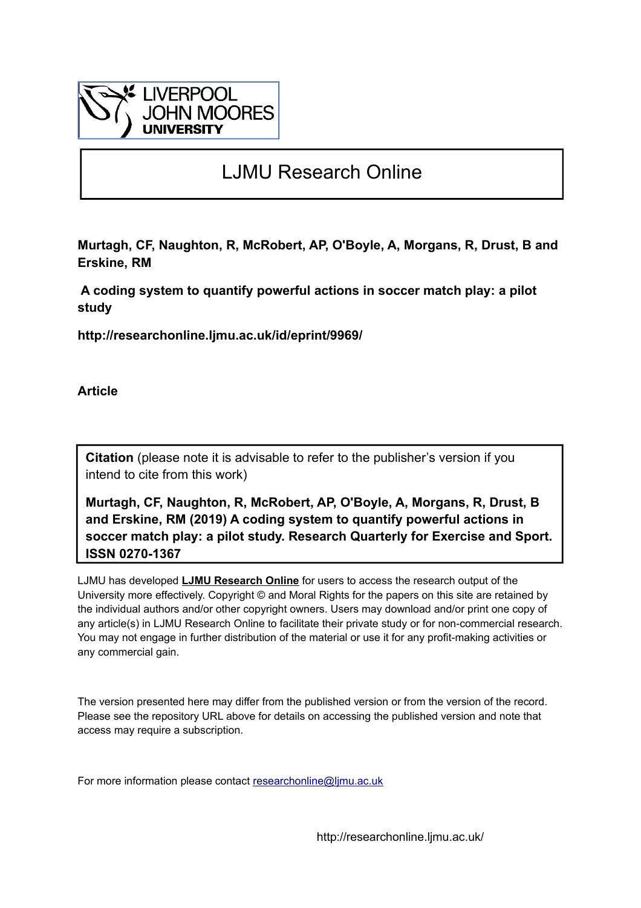LIVERPOOL JOHN MOORES UNIVERSITY

# LJMU Research Online

**Murtagh, CF, Naughton, R, McRobert, AP, O'Boyle, A, Morgans, R, Drust, B and Erskine, RM**

**A coding system to quantify powerful actions in soccer match play: a pilot study**

**http://researchonline.ljmu.ac.uk/id/eprint/9969/**

**Article**

**Citation** (please note it is advisable to refer to the publisher's version if you intend to cite from this work)

**Murtagh, CF, Naughton, R, McRobert, AP, O'Boyle, A, Morgans, R, Drust, B and Erskine, RM (2019) A coding system to quantify powerful actions in soccer match play: a pilot study. Research Quarterly for Exercise and Sport. ISSN 0270-1367**

LJMU has developed **LJMU Research Online** for users to access the research output of the University more effectively. Copyright © and Moral Rights for the papers on this site are retained by the individual authors and/or other copyright owners. Users may download and/or print one copy of any article(s) in LJMU Research Online to facilitate their private study or for non-commercial research. You may not engage in further distribution of the material or use it for any profit-making activities or any commercial gain.

The version presented here may differ from the published version or from the version of the record. Please see the repository URL above for details on accessing the published version and note that access may require a subscription.

For more information please contact researchonline@ljmu.ac.uk

http://researchonline.ljmu.ac.uk/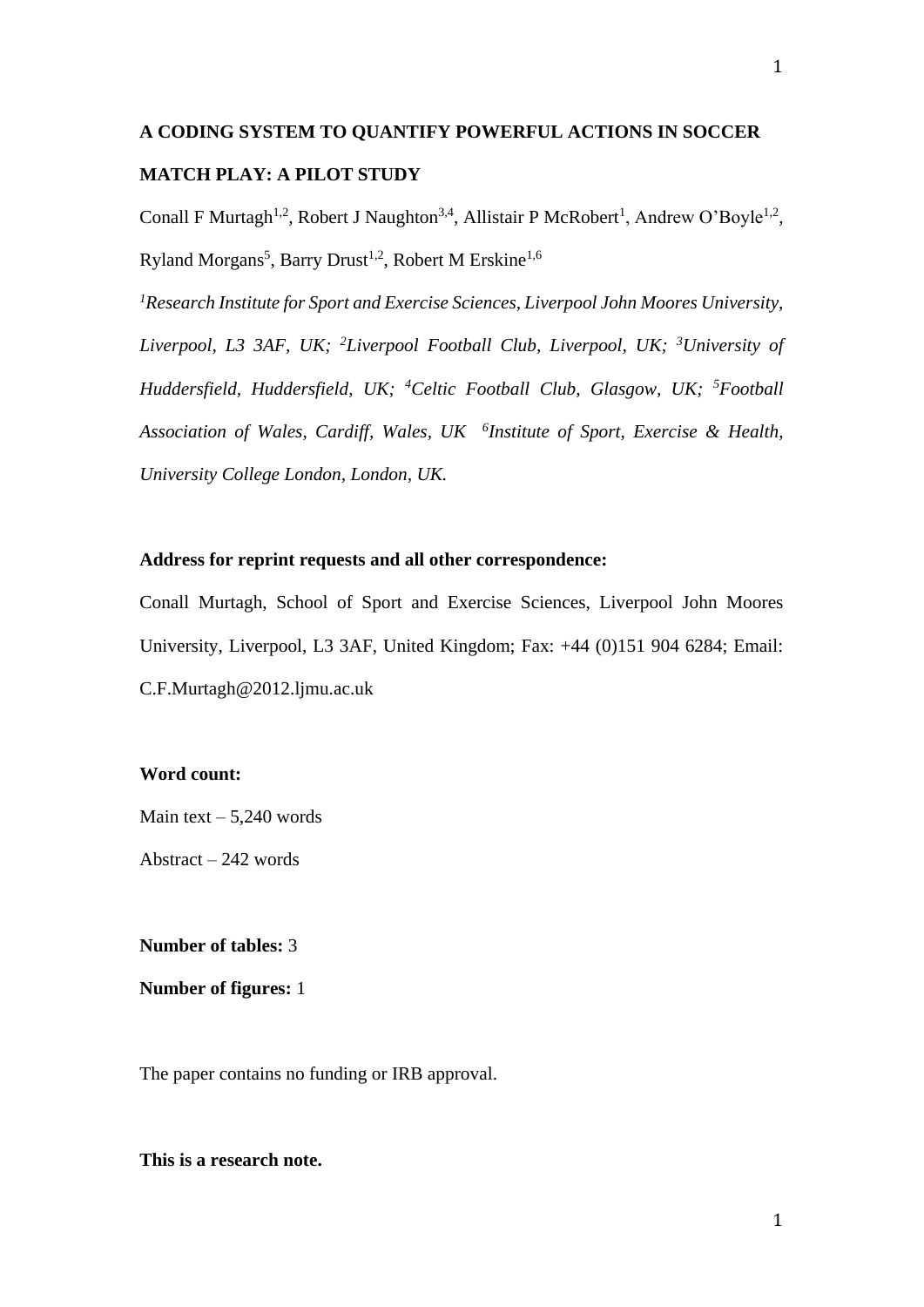# A CODING SYSTEM TO QUANTIFY POWERFUL ACTIONS IN SOCCER MATCH PLAY: A PILOT STUDY

Conall F Murtagh[1,2], Robert J Naughton[3,4], Allistair P McRobert[1], Andrew O'Boyle[1,2], Ryland Morgans[5], Barry Drust[1,2], Robert M Erskine[1,6]

*[1]Research Institute for Sport and Exercise Sciences, Liverpool John Moores University, Liverpool, L3 3AF, UK; [2]Liverpool Football Club, Liverpool, UK; [3]University of Huddersfield, Huddersfield, UK; [4]Celtic Football Club, Glasgow, UK; [5]Football Association of Wales, Cardiff, Wales, UK [6]Institute of Sport, Exercise & Health, University College London, London, UK.*

**Address for reprint requests and all other correspondence:**

Conall Murtagh, School of Sport and Exercise Sciences, Liverpool John Moores University, Liverpool, L3 3AF, United Kingdom; Fax: +44 (0)151 904 6284; Email: C.F.Murtagh@2012.ljmu.ac.uk

**Word count:**

Main text – 5,240 words

Abstract – 242 words

**Number of tables:** 3

**Number of figures:** 1

The paper contains no funding or IRB approval.

**This is a research note.**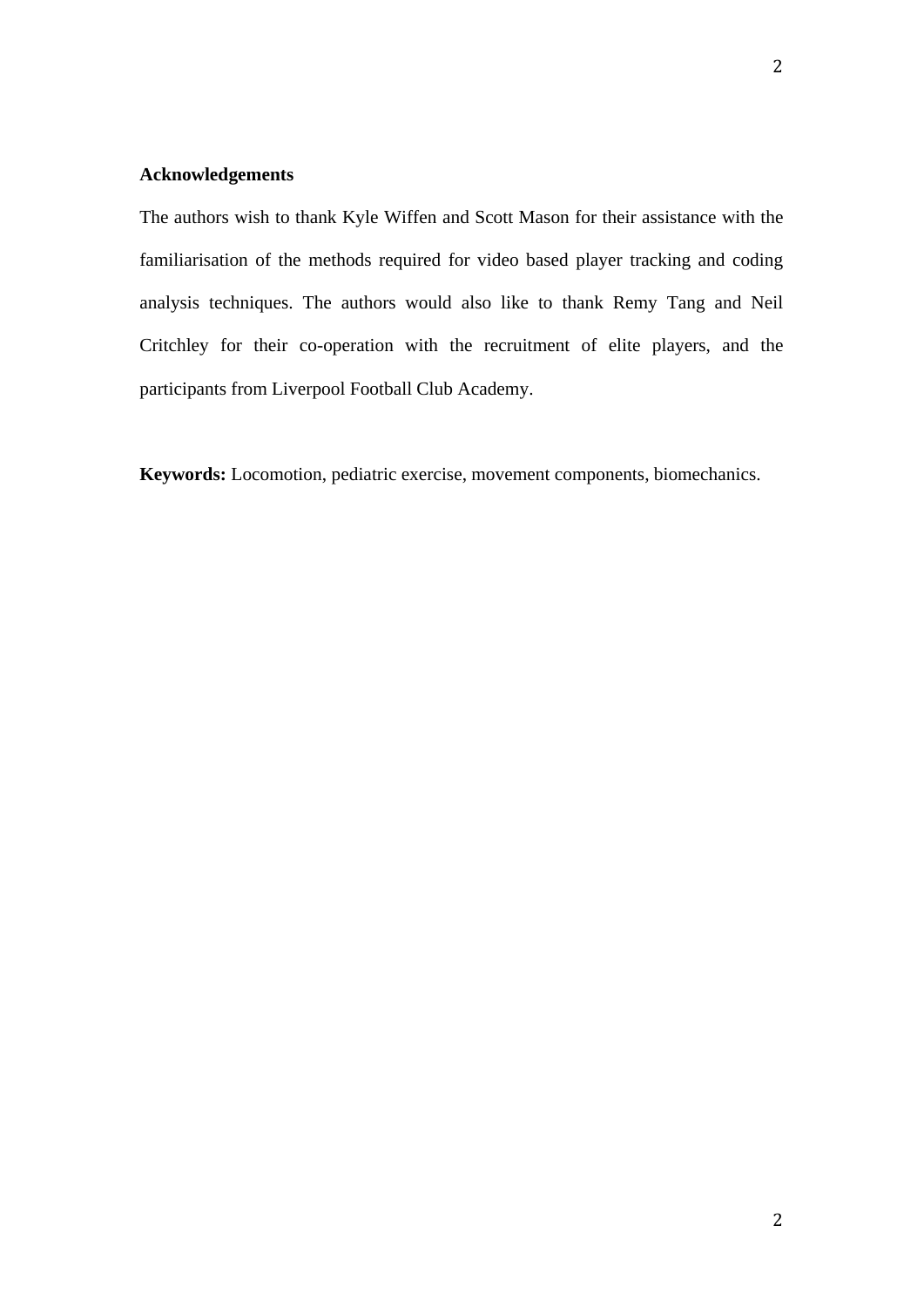**Acknowledgements**

The authors wish to thank Kyle Wiffen and Scott Mason for their assistance with the familiarisation of the methods required for video based player tracking and coding analysis techniques. The authors would also like to thank Remy Tang and Neil Critchley for their co-operation with the recruitment of elite players, and the participants from Liverpool Football Club Academy.

**Keywords:** Locomotion, pediatric exercise, movement components, biomechanics.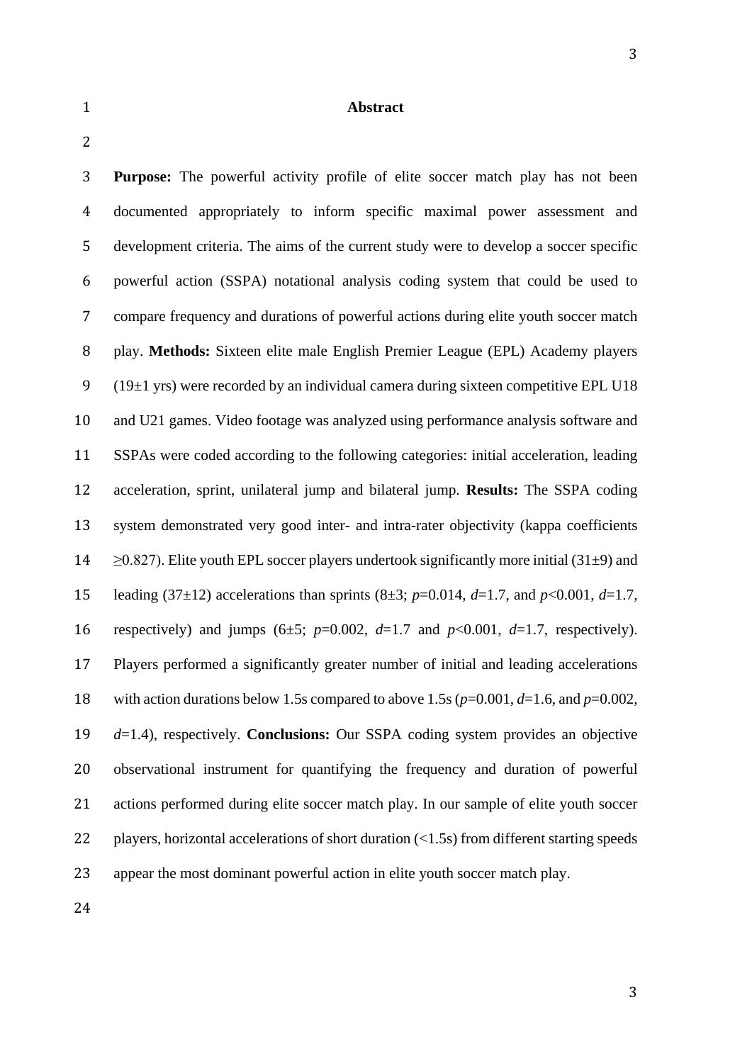# Abstract

**Purpose:** The powerful activity profile of elite soccer match play has not been documented appropriately to inform specific maximal power assessment and development criteria. The aims of the current study were to develop a soccer specific powerful action (SSPA) notational analysis coding system that could be used to compare frequency and durations of powerful actions during elite youth soccer match play. **Methods:** Sixteen elite male English Premier League (EPL) Academy players (19±1 yrs) were recorded by an individual camera during sixteen competitive EPL U18 and U21 games. Video footage was analyzed using performance analysis software and SSPAs were coded according to the following categories: initial acceleration, leading acceleration, sprint, unilateral jump and bilateral jump. **Results:** The SSPA coding system demonstrated very good inter- and intra-rater objectivity (kappa coefficients ≥0.827). Elite youth EPL soccer players undertook significantly more initial (31±9) and leading (37±12) accelerations than sprints (8±3; $p$=0.014, $d$=1.7, and $p$<0.001, $d$=1.7, respectively) and jumps (6±5; $p$=0.002, $d$=1.7 and $p$<0.001, $d$=1.7, respectively). Players performed a significantly greater number of initial and leading accelerations with action durations below 1.5s compared to above 1.5s ($p$=0.001, $d$=1.6, and $p$=0.002, $d$=1.4), respectively. **Conclusions:** Our SSPA coding system provides an objective observational instrument for quantifying the frequency and duration of powerful actions performed during elite soccer match play. In our sample of elite youth soccer players, horizontal accelerations of short duration (<1.5s) from different starting speeds appear the most dominant powerful action in elite youth soccer match play.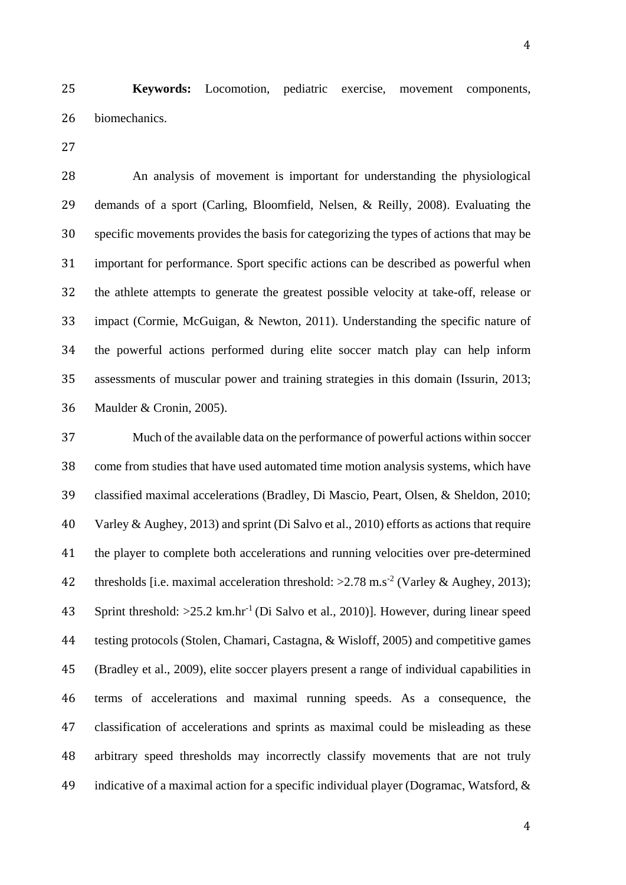**Keywords:** Locomotion, pediatric exercise, movement components, biomechanics.

An analysis of movement is important for understanding the physiological demands of a sport (Carling, Bloomfield, Nelsen, & Reilly, 2008). Evaluating the specific movements provides the basis for categorizing the types of actions that may be important for performance. Sport specific actions can be described as powerful when the athlete attempts to generate the greatest possible velocity at take-off, release or impact (Cormie, McGuigan, & Newton, 2011). Understanding the specific nature of the powerful actions performed during elite soccer match play can help inform assessments of muscular power and training strategies in this domain (Issurin, 2013; Maulder & Cronin, 2005).

Much of the available data on the performance of powerful actions within soccer come from studies that have used automated time motion analysis systems, which have classified maximal accelerations (Bradley, Di Mascio, Peart, Olsen, & Sheldon, 2010; Varley & Aughey, 2013) and sprint (Di Salvo et al., 2010) efforts as actions that require the player to complete both accelerations and running velocities over pre-determined thresholds [i.e. maximal acceleration threshold: >2.78 m.s$^{-2}$ (Varley & Aughey, 2013); Sprint threshold: >25.2 km.hr$^{-1}$ (Di Salvo et al., 2010)]. However, during linear speed testing protocols (Stolen, Chamari, Castagna, & Wisloff, 2005) and competitive games (Bradley et al., 2009), elite soccer players present a range of individual capabilities in terms of accelerations and maximal running speeds. As a consequence, the classification of accelerations and sprints as maximal could be misleading as these arbitrary speed thresholds may incorrectly classify movements that are not truly indicative of a maximal action for a specific individual player (Dogramac, Watsford, &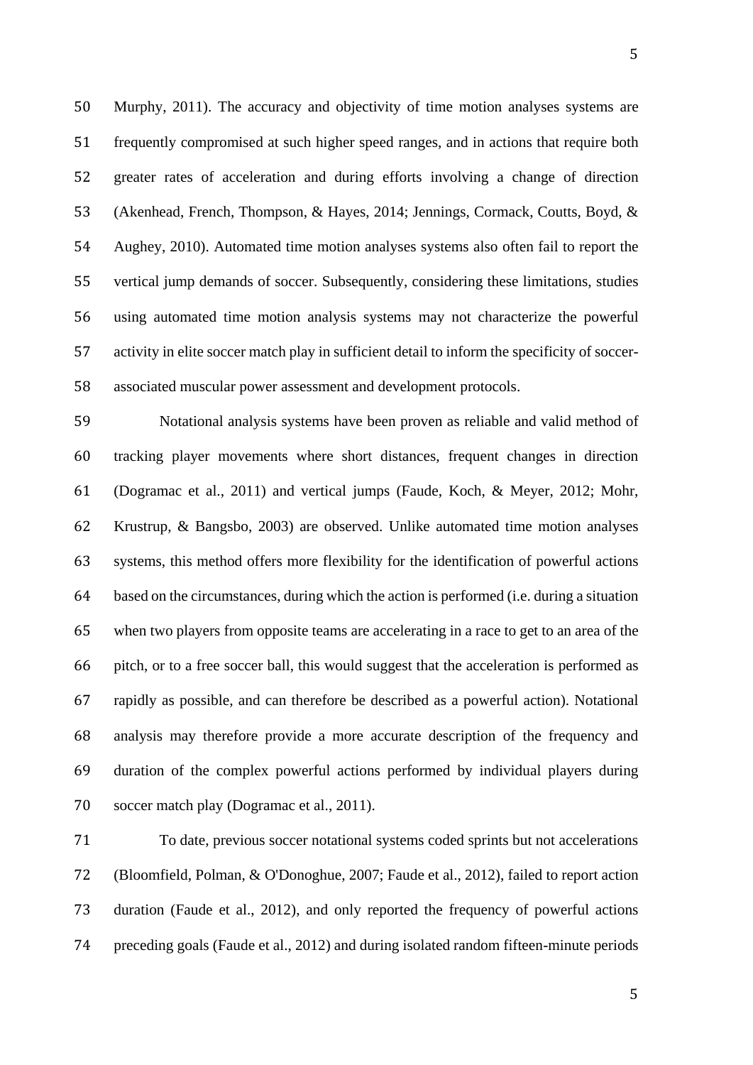Murphy, 2011). The accuracy and objectivity of time motion analyses systems are frequently compromised at such higher speed ranges, and in actions that require both greater rates of acceleration and during efforts involving a change of direction (Akenhead, French, Thompson, & Hayes, 2014; Jennings, Cormack, Coutts, Boyd, & Aughey, 2010). Automated time motion analyses systems also often fail to report the vertical jump demands of soccer. Subsequently, considering these limitations, studies using automated time motion analysis systems may not characterize the powerful activity in elite soccer match play in sufficient detail to inform the specificity of soccer-associated muscular power assessment and development protocols.

Notational analysis systems have been proven as reliable and valid method of tracking player movements where short distances, frequent changes in direction (Dogramac et al., 2011) and vertical jumps (Faude, Koch, & Meyer, 2012; Mohr, Krustrup, & Bangsbo, 2003) are observed. Unlike automated time motion analyses systems, this method offers more flexibility for the identification of powerful actions based on the circumstances, during which the action is performed (i.e. during a situation when two players from opposite teams are accelerating in a race to get to an area of the pitch, or to a free soccer ball, this would suggest that the acceleration is performed as rapidly as possible, and can therefore be described as a powerful action). Notational analysis may therefore provide a more accurate description of the frequency and duration of the complex powerful actions performed by individual players during soccer match play (Dogramac et al., 2011).

To date, previous soccer notational systems coded sprints but not accelerations (Bloomfield, Polman, & O'Donoghue, 2007; Faude et al., 2012), failed to report action duration (Faude et al., 2012), and only reported the frequency of powerful actions preceding goals (Faude et al., 2012) and during isolated random fifteen-minute periods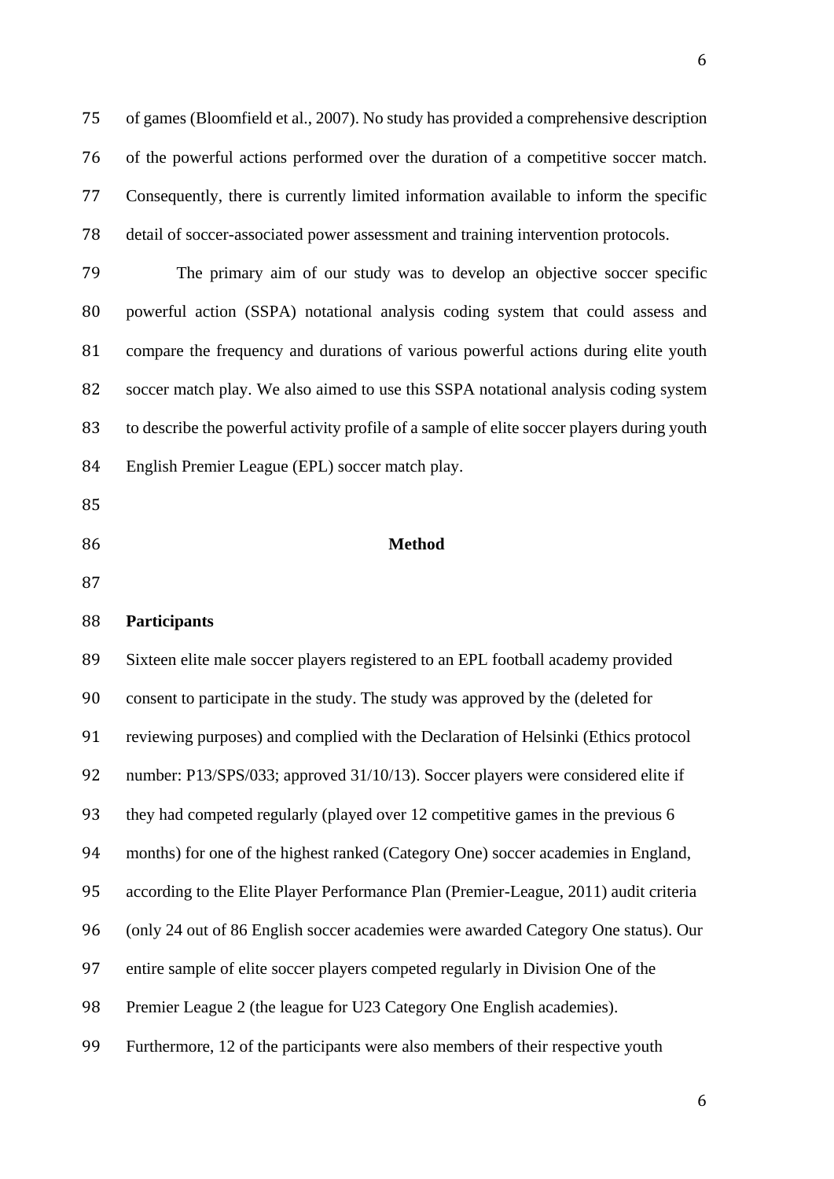of games (Bloomfield et al., 2007). No study has provided a comprehensive description of the powerful actions performed over the duration of a competitive soccer match. Consequently, there is currently limited information available to inform the specific detail of soccer-associated power assessment and training intervention protocols.

The primary aim of our study was to develop an objective soccer specific powerful action (SSPA) notational analysis coding system that could assess and compare the frequency and durations of various powerful actions during elite youth soccer match play. We also aimed to use this SSPA notational analysis coding system to describe the powerful activity profile of a sample of elite soccer players during youth English Premier League (EPL) soccer match play.

# Method

## Participants

Sixteen elite male soccer players registered to an EPL football academy provided consent to participate in the study. The study was approved by the (deleted for reviewing purposes) and complied with the Declaration of Helsinki (Ethics protocol number: P13/SPS/033; approved 31/10/13). Soccer players were considered elite if they had competed regularly (played over 12 competitive games in the previous 6 months) for one of the highest ranked (Category One) soccer academies in England, according to the Elite Player Performance Plan (Premier-League, 2011) audit criteria (only 24 out of 86 English soccer academies were awarded Category One status). Our entire sample of elite soccer players competed regularly in Division One of the Premier League 2 (the league for U23 Category One English academies). Furthermore, 12 of the participants were also members of their respective youth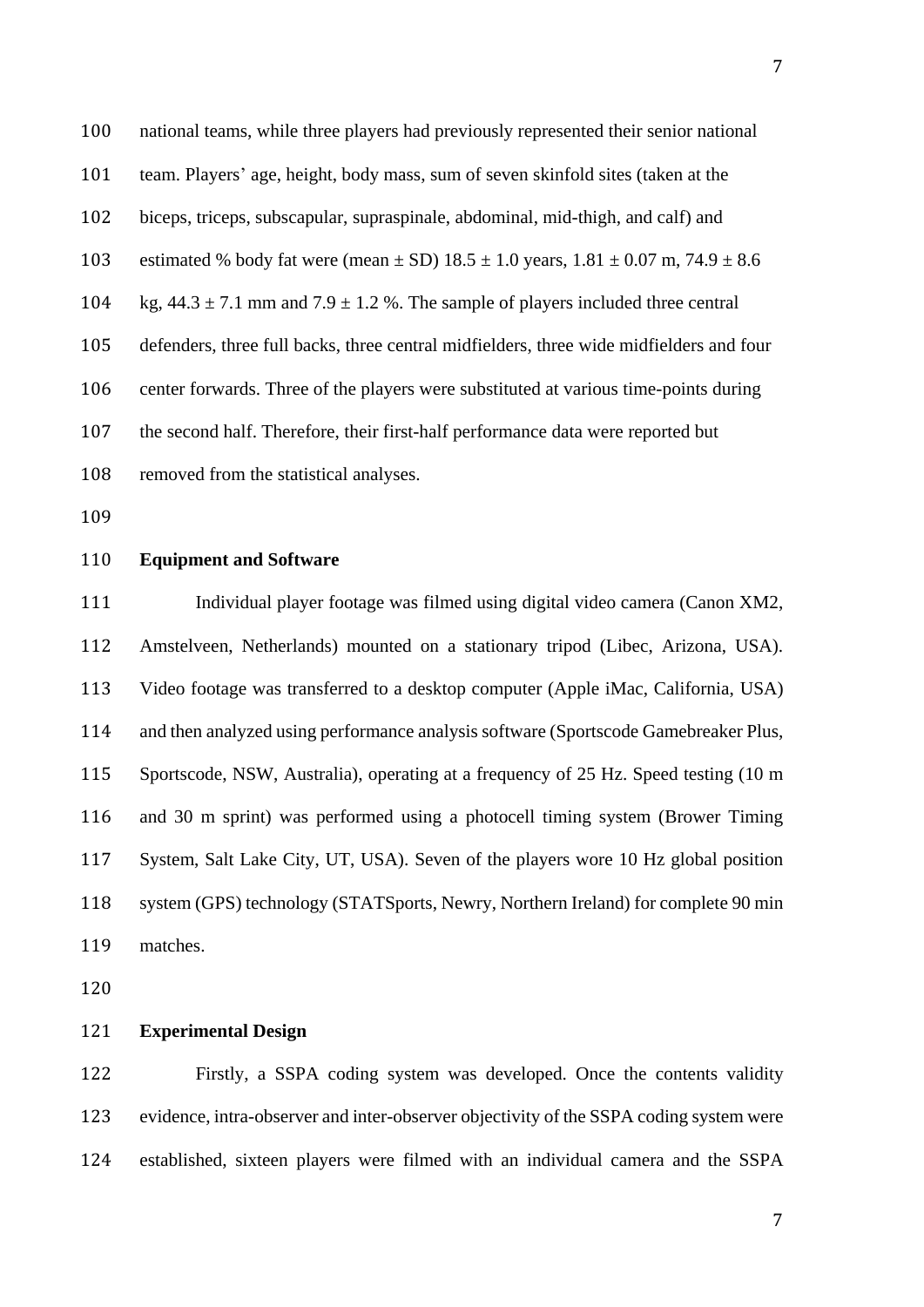national teams, while three players had previously represented their senior national team. Players' age, height, body mass, sum of seven skinfold sites (taken at the biceps, triceps, subscapular, supraspinale, abdominal, mid-thigh, and calf) and estimated % body fat were (mean ± SD) 18.5 ± 1.0 years, 1.81 ± 0.07 m, 74.9 ± 8.6 kg, 44.3 ± 7.1 mm and 7.9 ± 1.2 %. The sample of players included three central defenders, three full backs, three central midfielders, three wide midfielders and four center forwards. Three of the players were substituted at various time-points during the second half. Therefore, their first-half performance data were reported but removed from the statistical analyses.

**Equipment and Software**

Individual player footage was filmed using digital video camera (Canon XM2, Amstelveen, Netherlands) mounted on a stationary tripod (Libec, Arizona, USA). Video footage was transferred to a desktop computer (Apple iMac, California, USA) and then analyzed using performance analysis software (Sportscode Gamebreaker Plus, Sportscode, NSW, Australia), operating at a frequency of 25 Hz. Speed testing (10 m and 30 m sprint) was performed using a photocell timing system (Brower Timing System, Salt Lake City, UT, USA). Seven of the players wore 10 Hz global position system (GPS) technology (STATSports, Newry, Northern Ireland) for complete 90 min matches.

**Experimental Design**

Firstly, a SSPA coding system was developed. Once the contents validity evidence, intra-observer and inter-observer objectivity of the SSPA coding system were established, sixteen players were filmed with an individual camera and the SSPA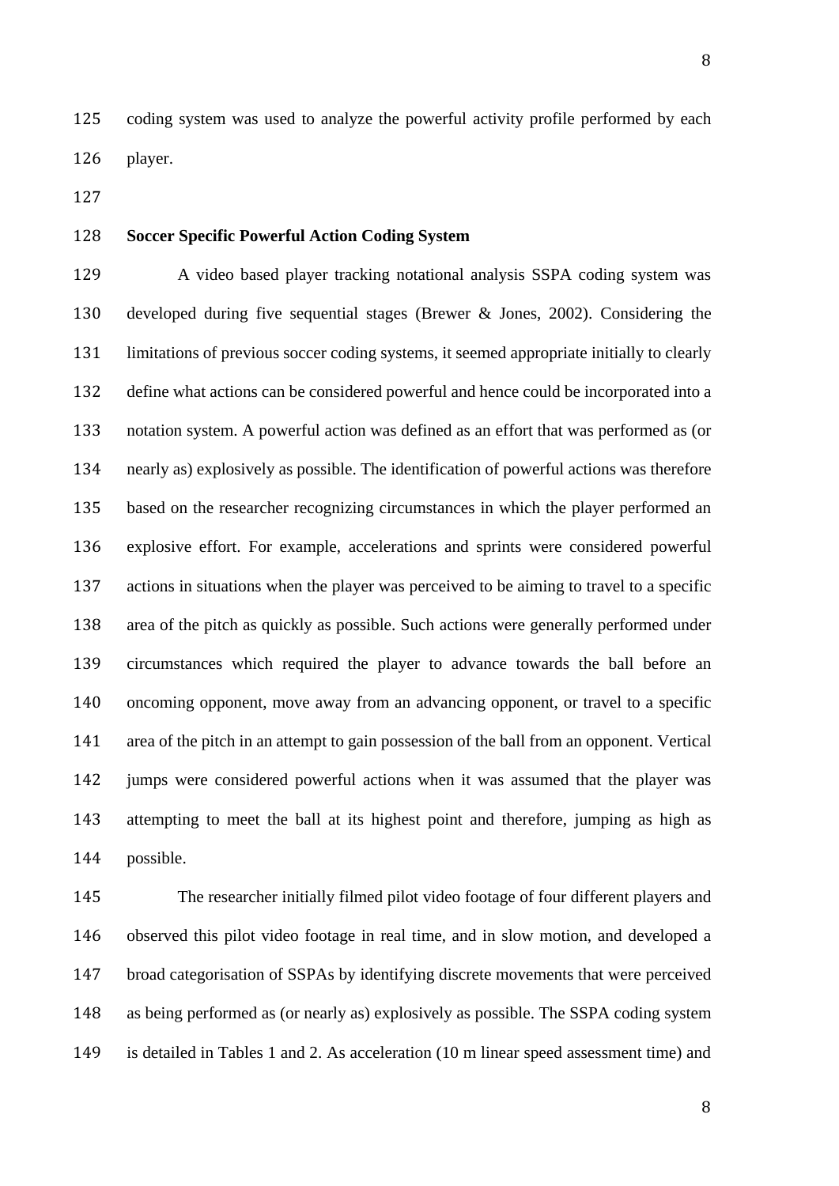coding system was used to analyze the powerful activity profile performed by each player.

### Soccer Specific Powerful Action Coding System

A video based player tracking notational analysis SSPA coding system was developed during five sequential stages (Brewer & Jones, 2002). Considering the limitations of previous soccer coding systems, it seemed appropriate initially to clearly define what actions can be considered powerful and hence could be incorporated into a notation system. A powerful action was defined as an effort that was performed as (or nearly as) explosively as possible. The identification of powerful actions was therefore based on the researcher recognizing circumstances in which the player performed an explosive effort. For example, accelerations and sprints were considered powerful actions in situations when the player was perceived to be aiming to travel to a specific area of the pitch as quickly as possible. Such actions were generally performed under circumstances which required the player to advance towards the ball before an oncoming opponent, move away from an advancing opponent, or travel to a specific area of the pitch in an attempt to gain possession of the ball from an opponent. Vertical jumps were considered powerful actions when it was assumed that the player was attempting to meet the ball at its highest point and therefore, jumping as high as possible.

The researcher initially filmed pilot video footage of four different players and observed this pilot video footage in real time, and in slow motion, and developed a broad categorisation of SSPAs by identifying discrete movements that were perceived as being performed as (or nearly as) explosively as possible. The SSPA coding system is detailed in Tables 1 and 2. As acceleration (10 m linear speed assessment time) and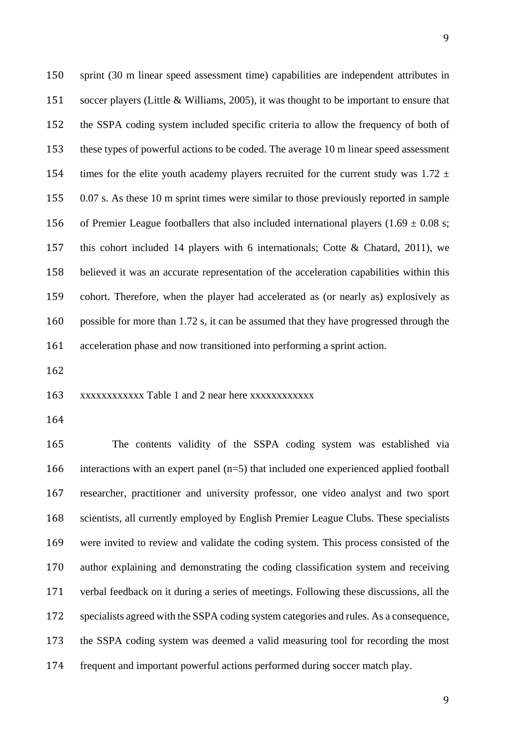sprint (30 m linear speed assessment time) capabilities are independent attributes in soccer players (Little & Williams, 2005), it was thought to be important to ensure that the SSPA coding system included specific criteria to allow the frequency of both of these types of powerful actions to be coded. The average 10 m linear speed assessment times for the elite youth academy players recruited for the current study was 1.72 ± 0.07 s. As these 10 m sprint times were similar to those previously reported in sample of Premier League footballers that also included international players (1.69 ± 0.08 s; this cohort included 14 players with 6 internationals; Cotte & Chatard, 2011), we believed it was an accurate representation of the acceleration capabilities within this cohort. Therefore, when the player had accelerated as (or nearly as) explosively as possible for more than 1.72 s, it can be assumed that they have progressed through the acceleration phase and now transitioned into performing a sprint action.

xxxxxxxxxxxx Table 1 and 2 near here xxxxxxxxxxxx

The contents validity of the SSPA coding system was established via interactions with an expert panel (n=5) that included one experienced applied football researcher, practitioner and university professor, one video analyst and two sport scientists, all currently employed by English Premier League Clubs. These specialists were invited to review and validate the coding system. This process consisted of the author explaining and demonstrating the coding classification system and receiving verbal feedback on it during a series of meetings. Following these discussions, all the specialists agreed with the SSPA coding system categories and rules. As a consequence, the SSPA coding system was deemed a valid measuring tool for recording the most frequent and important powerful actions performed during soccer match play.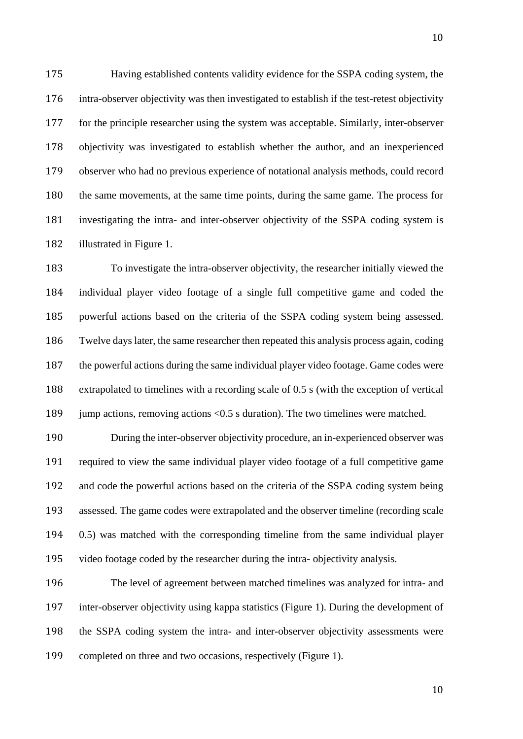Having established contents validity evidence for the SSPA coding system, the intra-observer objectivity was then investigated to establish if the test-retest objectivity for the principle researcher using the system was acceptable. Similarly, inter-observer objectivity was investigated to establish whether the author, and an inexperienced observer who had no previous experience of notational analysis methods, could record the same movements, at the same time points, during the same game. The process for investigating the intra- and inter-observer objectivity of the SSPA coding system is illustrated in Figure 1.

To investigate the intra-observer objectivity, the researcher initially viewed the individual player video footage of a single full competitive game and coded the powerful actions based on the criteria of the SSPA coding system being assessed. Twelve days later, the same researcher then repeated this analysis process again, coding the powerful actions during the same individual player video footage. Game codes were extrapolated to timelines with a recording scale of 0.5 s (with the exception of vertical jump actions, removing actions <0.5 s duration). The two timelines were matched.

During the inter-observer objectivity procedure, an in-experienced observer was required to view the same individual player video footage of a full competitive game and code the powerful actions based on the criteria of the SSPA coding system being assessed. The game codes were extrapolated and the observer timeline (recording scale 0.5) was matched with the corresponding timeline from the same individual player video footage coded by the researcher during the intra- objectivity analysis.

The level of agreement between matched timelines was analyzed for intra- and inter-observer objectivity using kappa statistics (Figure 1). During the development of the SSPA coding system the intra- and inter-observer objectivity assessments were completed on three and two occasions, respectively (Figure 1).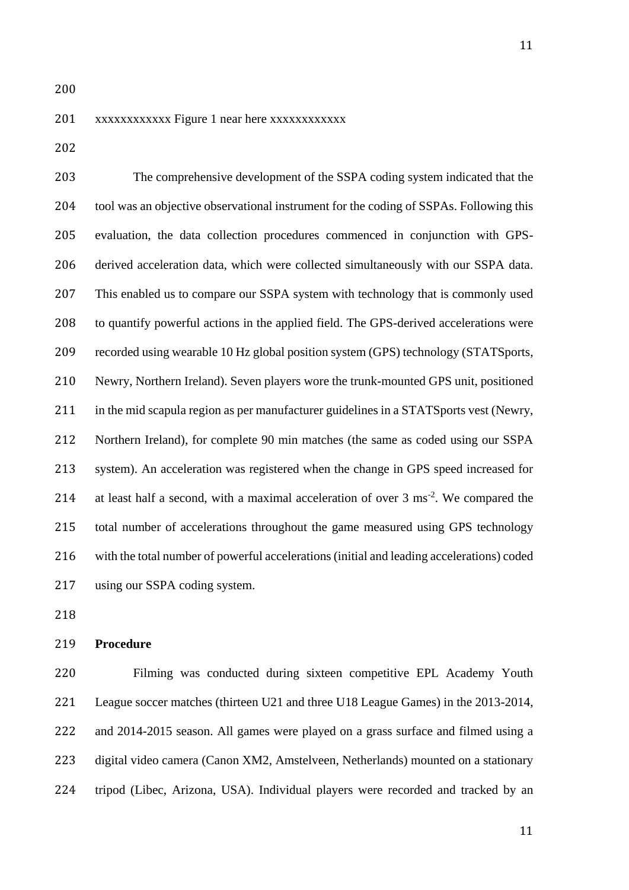xxxxxxxxxxxx Figure 1 near here xxxxxxxxxxxx

The comprehensive development of the SSPA coding system indicated that the tool was an objective observational instrument for the coding of SSPAs. Following this evaluation, the data collection procedures commenced in conjunction with GPS-derived acceleration data, which were collected simultaneously with our SSPA data. This enabled us to compare our SSPA system with technology that is commonly used to quantify powerful actions in the applied field. The GPS-derived accelerations were recorded using wearable 10 Hz global position system (GPS) technology (STATSports, Newry, Northern Ireland). Seven players wore the trunk-mounted GPS unit, positioned in the mid scapula region as per manufacturer guidelines in a STATSports vest (Newry, Northern Ireland), for complete 90 min matches (the same as coded using our SSPA system). An acceleration was registered when the change in GPS speed increased for at least half a second, with a maximal acceleration of over 3 $ms^{-2}$. We compared the total number of accelerations throughout the game measured using GPS technology with the total number of powerful accelerations (initial and leading accelerations) coded using our SSPA coding system.

**Procedure**

Filming was conducted during sixteen competitive EPL Academy Youth League soccer matches (thirteen U21 and three U18 League Games) in the 2013-2014, and 2014-2015 season. All games were played on a grass surface and filmed using a digital video camera (Canon XM2, Amstelveen, Netherlands) mounted on a stationary tripod (Libec, Arizona, USA). Individual players were recorded and tracked by an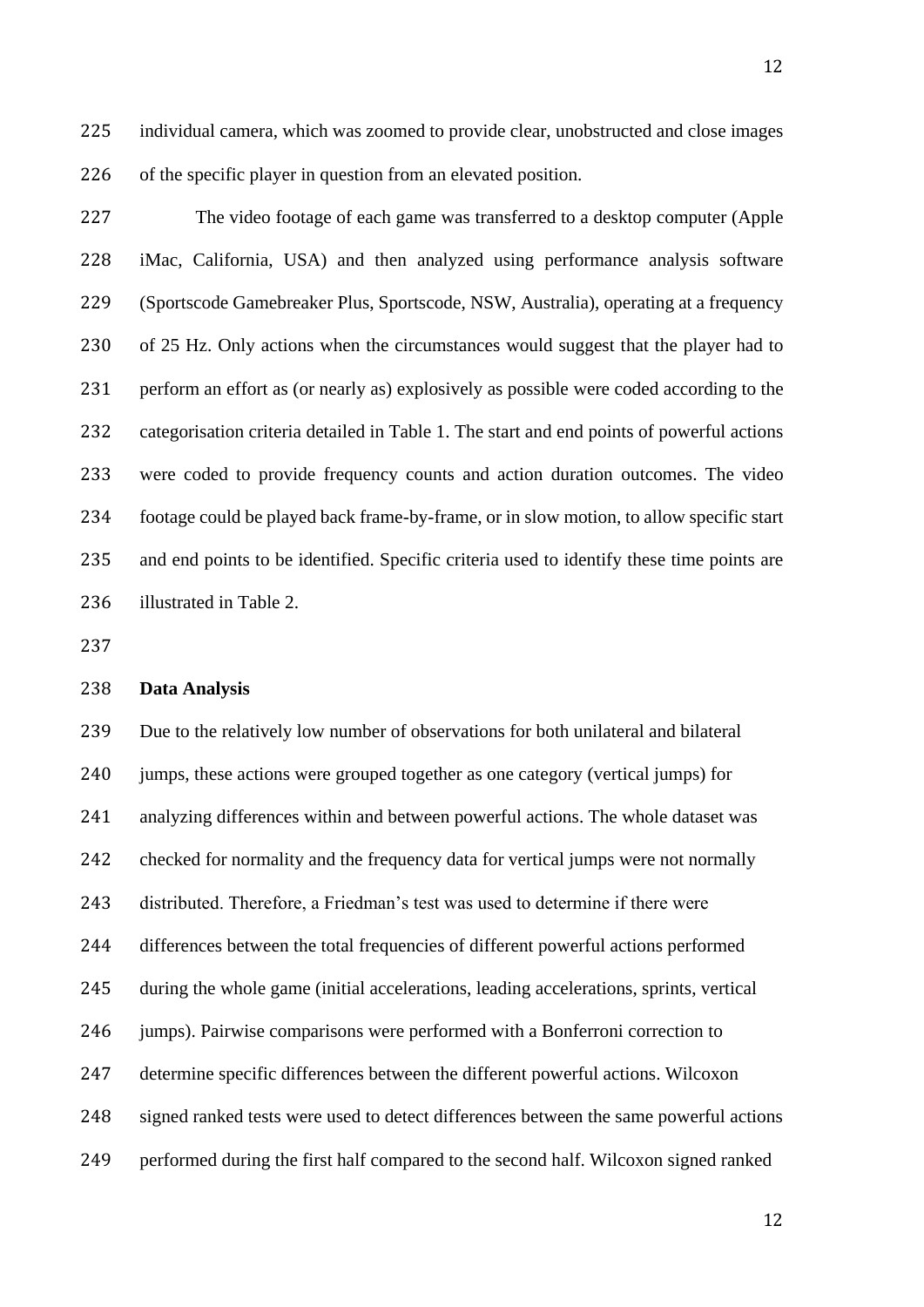individual camera, which was zoomed to provide clear, unobstructed and close images of the specific player in question from an elevated position.

The video footage of each game was transferred to a desktop computer (Apple iMac, California, USA) and then analyzed using performance analysis software (Sportscode Gamebreaker Plus, Sportscode, NSW, Australia), operating at a frequency of 25 Hz. Only actions when the circumstances would suggest that the player had to perform an effort as (or nearly as) explosively as possible were coded according to the categorisation criteria detailed in Table 1. The start and end points of powerful actions were coded to provide frequency counts and action duration outcomes. The video footage could be played back frame-by-frame, or in slow motion, to allow specific start and end points to be identified. Specific criteria used to identify these time points are illustrated in Table 2.

**Data Analysis**

Due to the relatively low number of observations for both unilateral and bilateral jumps, these actions were grouped together as one category (vertical jumps) for analyzing differences within and between powerful actions. The whole dataset was checked for normality and the frequency data for vertical jumps were not normally distributed. Therefore, a Friedman's test was used to determine if there were differences between the total frequencies of different powerful actions performed during the whole game (initial accelerations, leading accelerations, sprints, vertical jumps). Pairwise comparisons were performed with a Bonferroni correction to determine specific differences between the different powerful actions. Wilcoxon signed ranked tests were used to detect differences between the same powerful actions performed during the first half compared to the second half. Wilcoxon signed ranked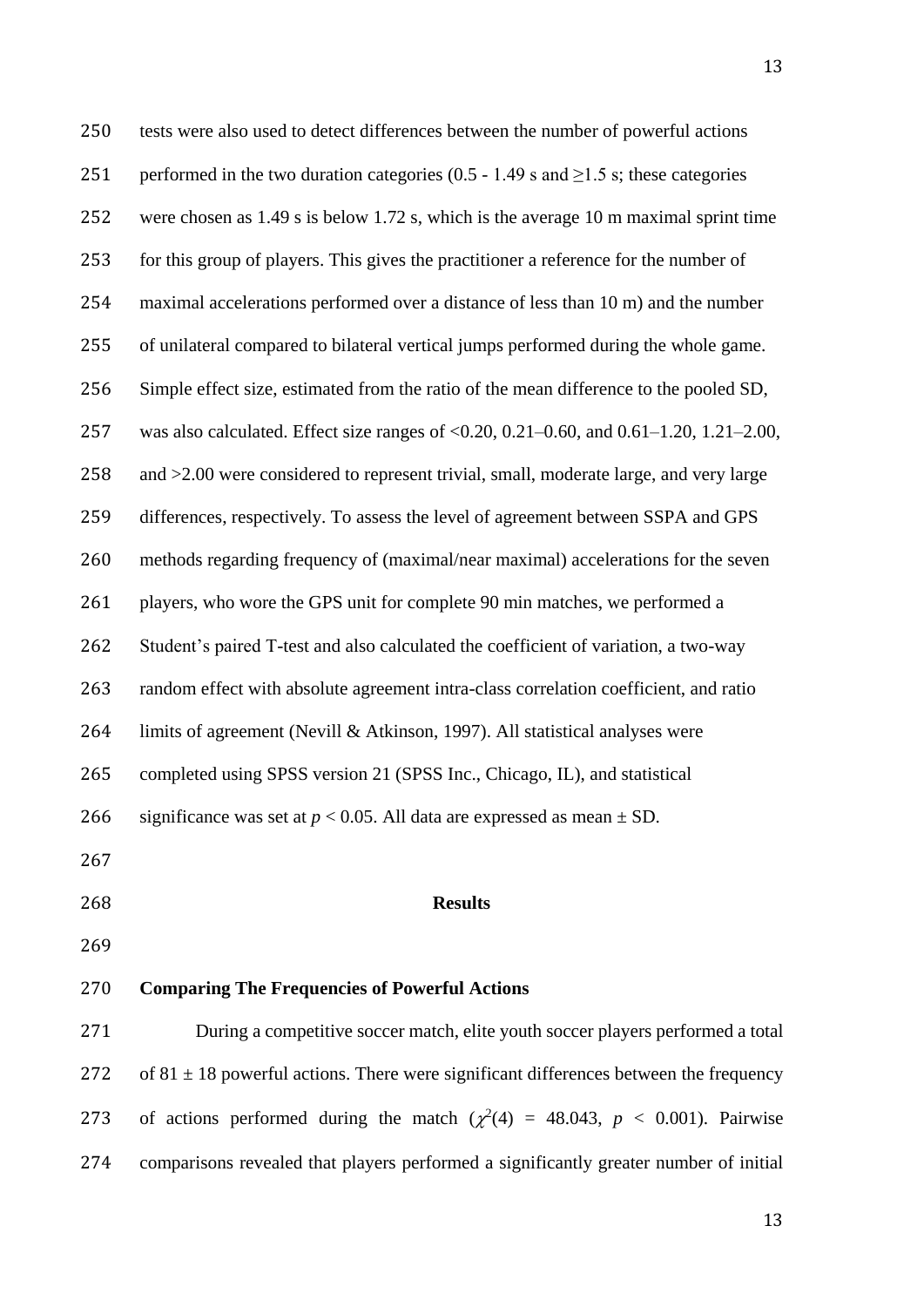tests were also used to detect differences between the number of powerful actions performed in the two duration categories (0.5 - 1.49 s and ≥1.5 s; these categories were chosen as 1.49 s is below 1.72 s, which is the average 10 m maximal sprint time for this group of players. This gives the practitioner a reference for the number of maximal accelerations performed over a distance of less than 10 m) and the number of unilateral compared to bilateral vertical jumps performed during the whole game. Simple effect size, estimated from the ratio of the mean difference to the pooled SD, was also calculated. Effect size ranges of <0.20, 0.21–0.60, and 0.61–1.20, 1.21–2.00, and >2.00 were considered to represent trivial, small, moderate large, and very large differences, respectively. To assess the level of agreement between SSPA and GPS methods regarding frequency of (maximal/near maximal) accelerations for the seven players, who wore the GPS unit for complete 90 min matches, we performed a Student's paired T-test and also calculated the coefficient of variation, a two-way random effect with absolute agreement intra-class correlation coefficient, and ratio limits of agreement (Nevill & Atkinson, 1997). All statistical analyses were completed using SPSS version 21 (SPSS Inc., Chicago, IL), and statistical significance was set at $p < 0.05$. All data are expressed as mean ± SD.

## Results

### Comparing The Frequencies of Powerful Actions

During a competitive soccer match, elite youth soccer players performed a total of 81 ± 18 powerful actions. There were significant differences between the frequency of actions performed during the match ($\chi^2(4) = 48.043$, $p < 0.001$). Pairwise comparisons revealed that players performed a significantly greater number of initial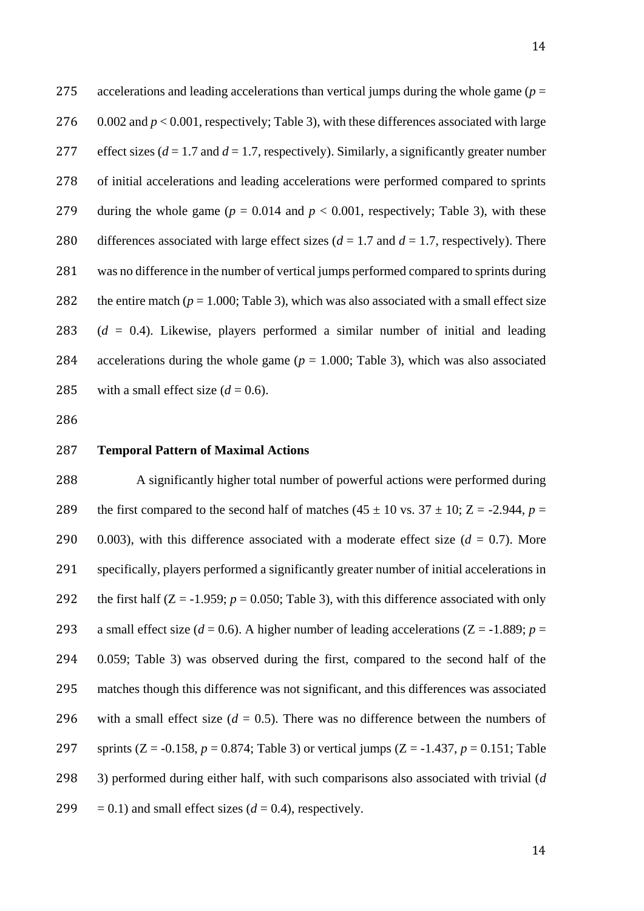accelerations and leading accelerations than vertical jumps during the whole game ($p$ = 0.002 and $p < 0.001$, respectively; Table 3), with these differences associated with large effect sizes ($d$ = 1.7 and $d$ = 1.7, respectively). Similarly, a significantly greater number of initial accelerations and leading accelerations were performed compared to sprints during the whole game ($p$ = 0.014 and $p < 0.001$, respectively; Table 3), with these differences associated with large effect sizes ($d$ = 1.7 and $d$ = 1.7, respectively). There was no difference in the number of vertical jumps performed compared to sprints during the entire match ($p$ = 1.000; Table 3), which was also associated with a small effect size ($d$ = 0.4). Likewise, players performed a similar number of initial and leading accelerations during the whole game ($p$ = 1.000; Table 3), which was also associated with a small effect size ($d$ = 0.6).

**Temporal Pattern of Maximal Actions**

A significantly higher total number of powerful actions were performed during the first compared to the second half of matches (45 ± 10 vs. 37 ± 10; Z = -2.944, $p$ = 0.003), with this difference associated with a moderate effect size ($d$ = 0.7). More specifically, players performed a significantly greater number of initial accelerations in the first half (Z = -1.959; $p$ = 0.050; Table 3), with this difference associated with only a small effect size ($d$ = 0.6). A higher number of leading accelerations (Z = -1.889; $p$ = 0.059; Table 3) was observed during the first, compared to the second half of the matches though this difference was not significant, and this differences was associated with a small effect size ($d$ = 0.5). There was no difference between the numbers of sprints (Z = -0.158, $p$ = 0.874; Table 3) or vertical jumps (Z = -1.437, $p$ = 0.151; Table 3) performed during either half, with such comparisons also associated with trivial ($d$ = 0.1) and small effect sizes ($d$ = 0.4), respectively.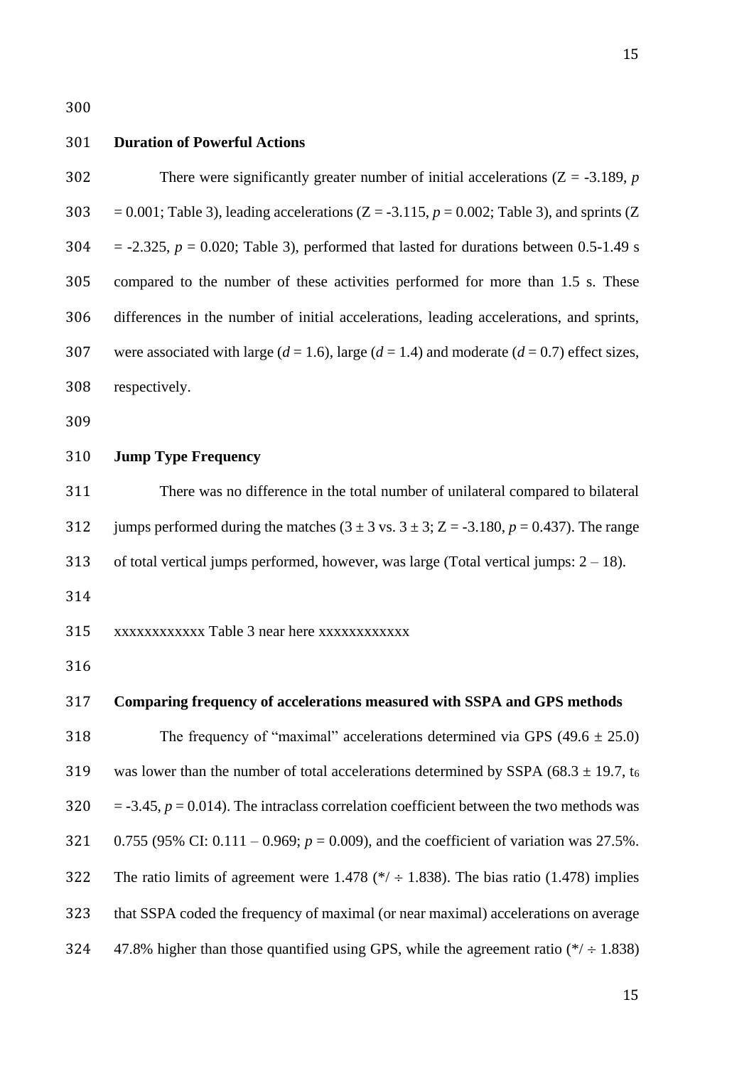**Duration of Powerful Actions**

There were significantly greater number of initial accelerations ($Z = -3.189$, $p = 0.001$; Table 3), leading accelerations ($Z = -3.115$, $p = 0.002$; Table 3), and sprints ($Z = -2.325$, $p = 0.020$; Table 3), performed that lasted for durations between 0.5-1.49 s compared to the number of these activities performed for more than 1.5 s. These differences in the number of initial accelerations, leading accelerations, and sprints, were associated with large ($d = 1.6$), large ($d = 1.4$) and moderate ($d = 0.7$) effect sizes, respectively.

**Jump Type Frequency**

There was no difference in the total number of unilateral compared to bilateral jumps performed during the matches ($3 \pm 3$ vs. $3 \pm 3$; $Z = -3.180$, $p = 0.437$). The range of total vertical jumps performed, however, was large (Total vertical jumps: 2 – 18).

xxxxxxxxxxxx Table 3 near here xxxxxxxxxxxx

**Comparing frequency of accelerations measured with SSPA and GPS methods**

The frequency of "maximal" accelerations determined via GPS ($49.6 \pm 25.0$) was lower than the number of total accelerations determined by SSPA ($68.3 \pm 19.7$, $t_6 = -3.45$, $p = 0.014$). The intraclass correlation coefficient between the two methods was 0.755 (95% CI: 0.111 – 0.969; $p = 0.009$), and the coefficient of variation was 27.5%. The ratio limits of agreement were 1.478 (*/ ÷ 1.838). The bias ratio (1.478) implies that SSPA coded the frequency of maximal (or near maximal) accelerations on average 47.8% higher than those quantified using GPS, while the agreement ratio (*/ ÷ 1.838)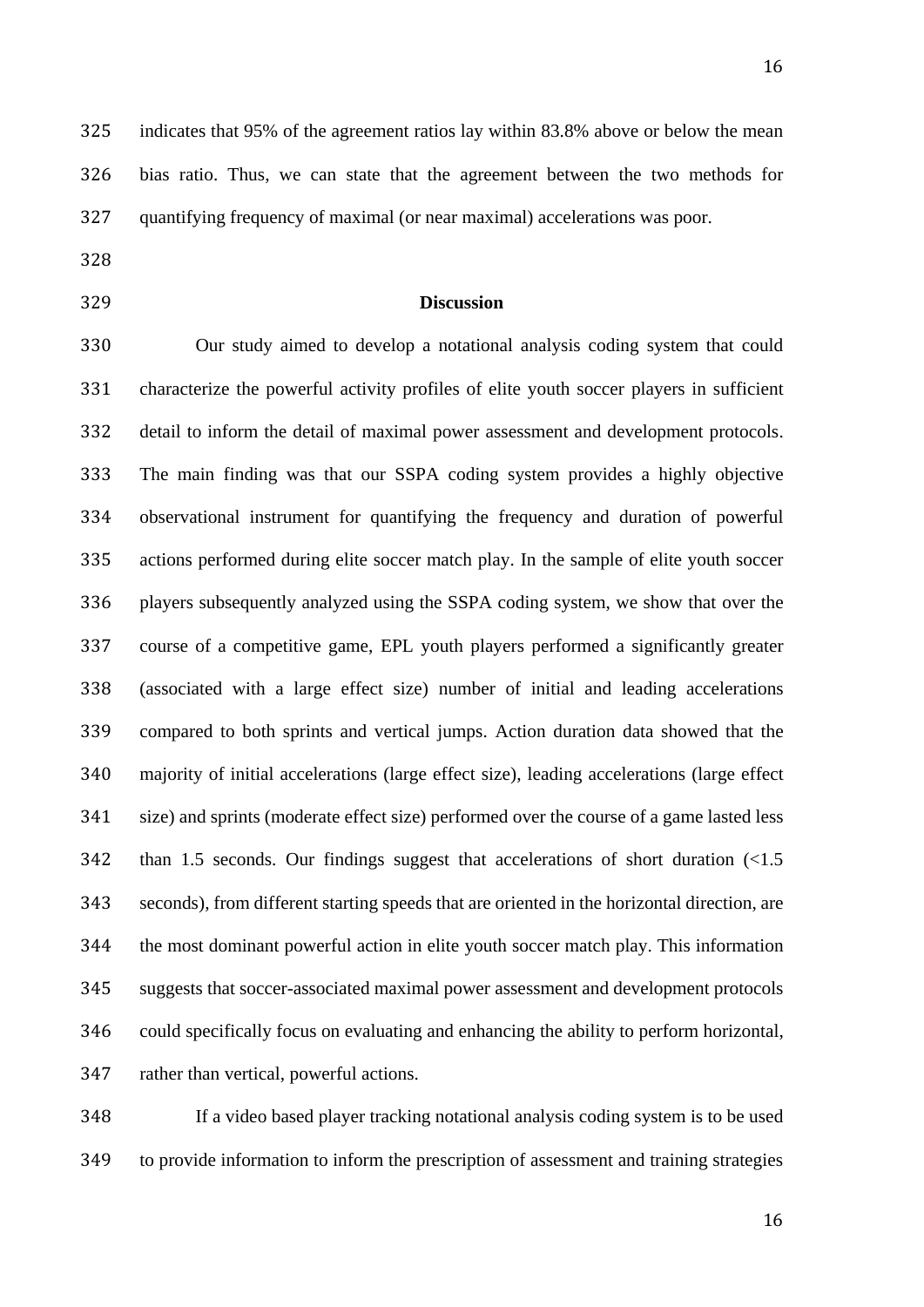indicates that 95% of the agreement ratios lay within 83.8% above or below the mean bias ratio. Thus, we can state that the agreement between the two methods for quantifying frequency of maximal (or near maximal) accelerations was poor.

## Discussion

Our study aimed to develop a notational analysis coding system that could characterize the powerful activity profiles of elite youth soccer players in sufficient detail to inform the detail of maximal power assessment and development protocols. The main finding was that our SSPA coding system provides a highly objective observational instrument for quantifying the frequency and duration of powerful actions performed during elite soccer match play. In the sample of elite youth soccer players subsequently analyzed using the SSPA coding system, we show that over the course of a competitive game, EPL youth players performed a significantly greater (associated with a large effect size) number of initial and leading accelerations compared to both sprints and vertical jumps. Action duration data showed that the majority of initial accelerations (large effect size), leading accelerations (large effect size) and sprints (moderate effect size) performed over the course of a game lasted less than 1.5 seconds. Our findings suggest that accelerations of short duration (<1.5 seconds), from different starting speeds that are oriented in the horizontal direction, are the most dominant powerful action in elite youth soccer match play. This information suggests that soccer-associated maximal power assessment and development protocols could specifically focus on evaluating and enhancing the ability to perform horizontal, rather than vertical, powerful actions.

If a video based player tracking notational analysis coding system is to be used to provide information to inform the prescription of assessment and training strategies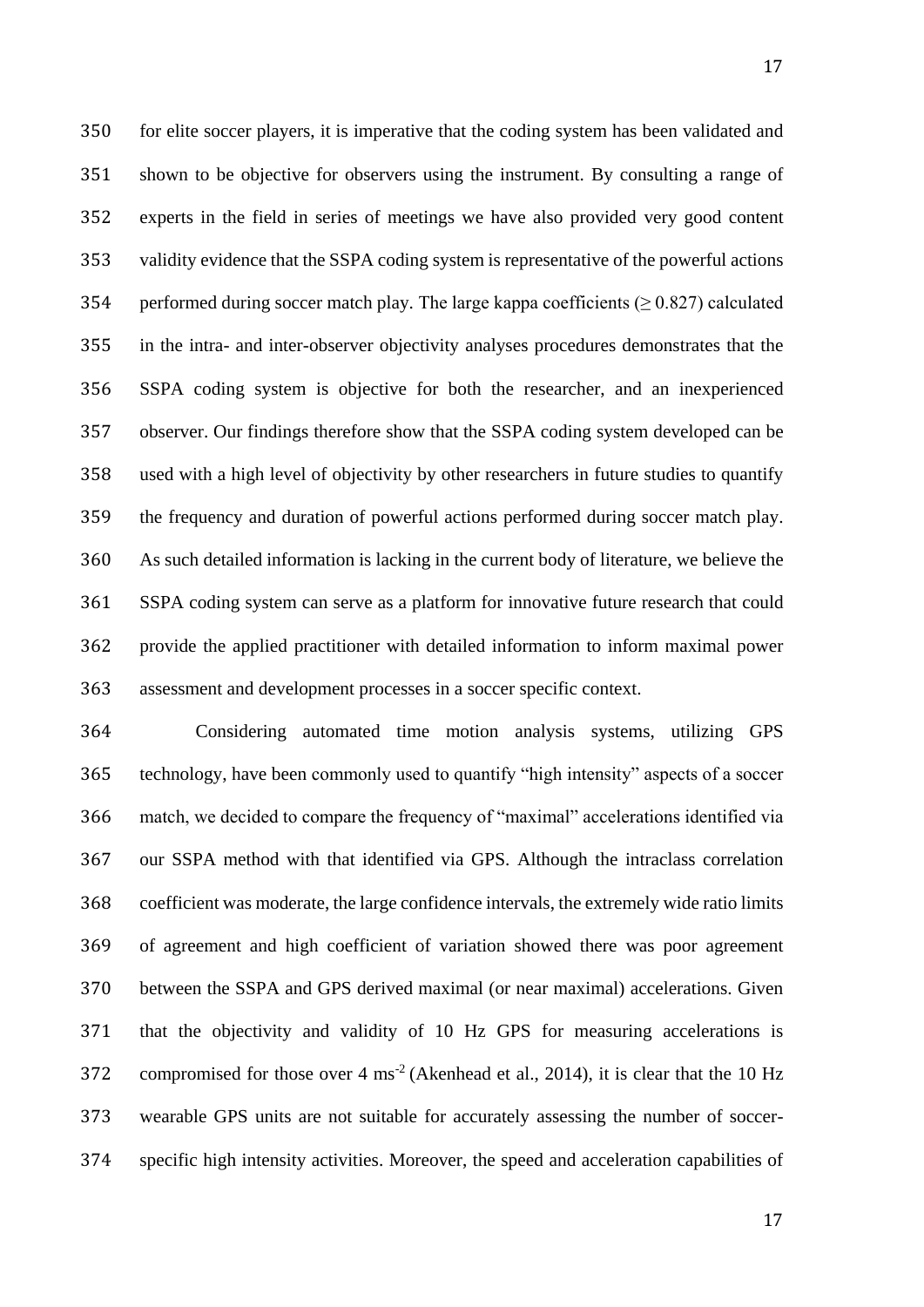for elite soccer players, it is imperative that the coding system has been validated and shown to be objective for observers using the instrument. By consulting a range of experts in the field in series of meetings we have also provided very good content validity evidence that the SSPA coding system is representative of the powerful actions performed during soccer match play. The large kappa coefficients ($\geq 0.827$) calculated in the intra- and inter-observer objectivity analyses procedures demonstrates that the SSPA coding system is objective for both the researcher, and an inexperienced observer. Our findings therefore show that the SSPA coding system developed can be used with a high level of objectivity by other researchers in future studies to quantify the frequency and duration of powerful actions performed during soccer match play. As such detailed information is lacking in the current body of literature, we believe the SSPA coding system can serve as a platform for innovative future research that could provide the applied practitioner with detailed information to inform maximal power assessment and development processes in a soccer specific context.

Considering automated time motion analysis systems, utilizing GPS technology, have been commonly used to quantify "high intensity" aspects of a soccer match, we decided to compare the frequency of "maximal" accelerations identified via our SSPA method with that identified via GPS. Although the intraclass correlation coefficient was moderate, the large confidence intervals, the extremely wide ratio limits of agreement and high coefficient of variation showed there was poor agreement between the SSPA and GPS derived maximal (or near maximal) accelerations. Given that the objectivity and validity of 10 Hz GPS for measuring accelerations is compromised for those over 4 $ms^{-2}$ (Akenhead et al., 2014), it is clear that the 10 Hz wearable GPS units are not suitable for accurately assessing the number of soccer-specific high intensity activities. Moreover, the speed and acceleration capabilities of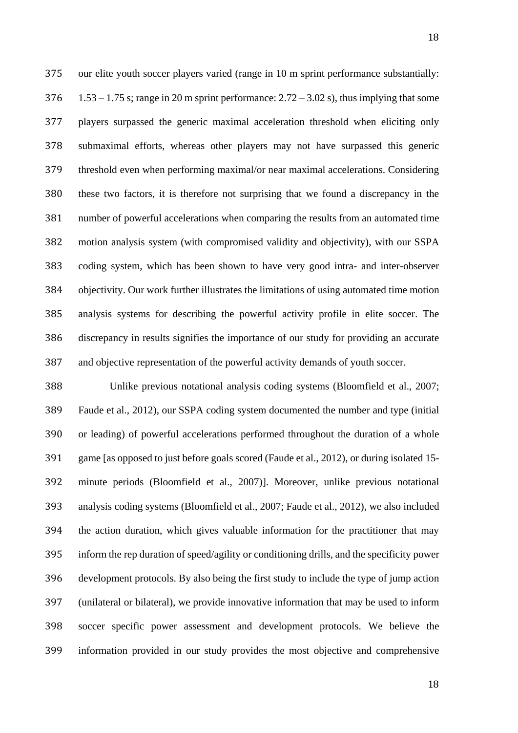our elite youth soccer players varied (range in 10 m sprint performance substantially: 1.53 – 1.75 s; range in 20 m sprint performance: 2.72 – 3.02 s), thus implying that some players surpassed the generic maximal acceleration threshold when eliciting only submaximal efforts, whereas other players may not have surpassed this generic threshold even when performing maximal/or near maximal accelerations. Considering these two factors, it is therefore not surprising that we found a discrepancy in the number of powerful accelerations when comparing the results from an automated time motion analysis system (with compromised validity and objectivity), with our SSPA coding system, which has been shown to have very good intra- and inter-observer objectivity. Our work further illustrates the limitations of using automated time motion analysis systems for describing the powerful activity profile in elite soccer. The discrepancy in results signifies the importance of our study for providing an accurate and objective representation of the powerful activity demands of youth soccer.

Unlike previous notational analysis coding systems (Bloomfield et al., 2007; Faude et al., 2012), our SSPA coding system documented the number and type (initial or leading) of powerful accelerations performed throughout the duration of a whole game [as opposed to just before goals scored (Faude et al., 2012), or during isolated 15-minute periods (Bloomfield et al., 2007)]. Moreover, unlike previous notational analysis coding systems (Bloomfield et al., 2007; Faude et al., 2012), we also included the action duration, which gives valuable information for the practitioner that may inform the rep duration of speed/agility or conditioning drills, and the specificity power development protocols. By also being the first study to include the type of jump action (unilateral or bilateral), we provide innovative information that may be used to inform soccer specific power assessment and development protocols. We believe the information provided in our study provides the most objective and comprehensive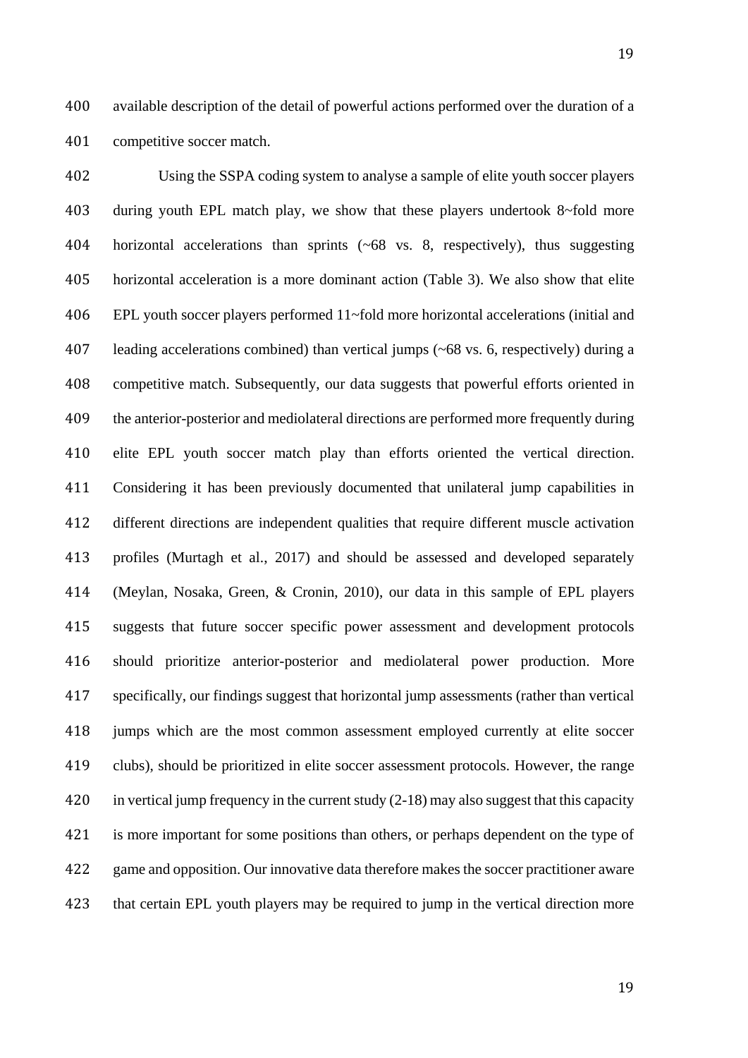available description of the detail of powerful actions performed over the duration of a competitive soccer match.

Using the SSPA coding system to analyse a sample of elite youth soccer players during youth EPL match play, we show that these players undertook 8~fold more horizontal accelerations than sprints (~68 vs. 8, respectively), thus suggesting horizontal acceleration is a more dominant action (Table 3). We also show that elite EPL youth soccer players performed 11~fold more horizontal accelerations (initial and leading accelerations combined) than vertical jumps (~68 vs. 6, respectively) during a competitive match. Subsequently, our data suggests that powerful efforts oriented in the anterior-posterior and mediolateral directions are performed more frequently during elite EPL youth soccer match play than efforts oriented the vertical direction. Considering it has been previously documented that unilateral jump capabilities in different directions are independent qualities that require different muscle activation profiles (Murtagh et al., 2017) and should be assessed and developed separately (Meylan, Nosaka, Green, & Cronin, 2010), our data in this sample of EPL players suggests that future soccer specific power assessment and development protocols should prioritize anterior-posterior and mediolateral power production. More specifically, our findings suggest that horizontal jump assessments (rather than vertical jumps which are the most common assessment employed currently at elite soccer clubs), should be prioritized in elite soccer assessment protocols. However, the range in vertical jump frequency in the current study (2-18) may also suggest that this capacity is more important for some positions than others, or perhaps dependent on the type of game and opposition. Our innovative data therefore makes the soccer practitioner aware that certain EPL youth players may be required to jump in the vertical direction more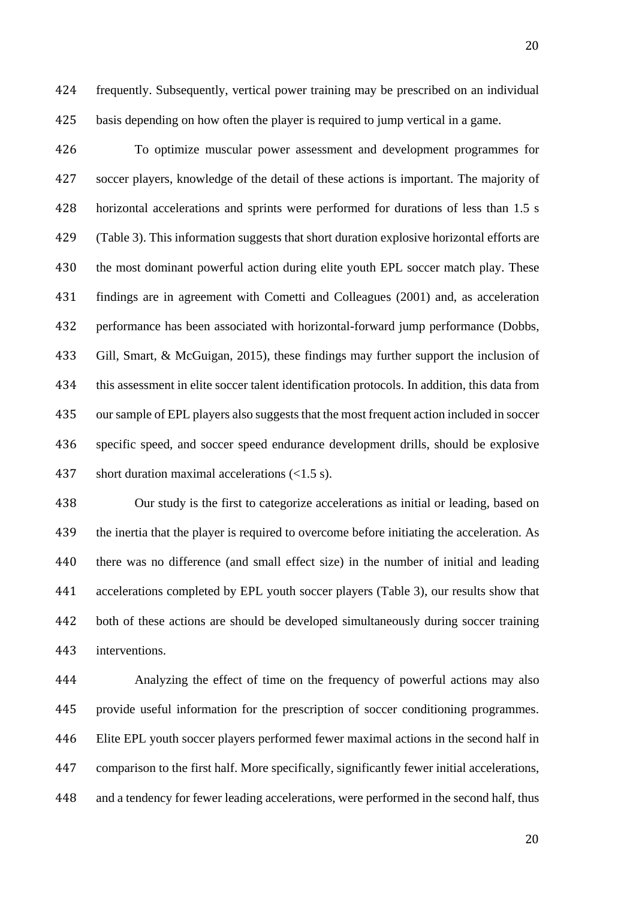frequently. Subsequently, vertical power training may be prescribed on an individual basis depending on how often the player is required to jump vertical in a game.

To optimize muscular power assessment and development programmes for soccer players, knowledge of the detail of these actions is important. The majority of horizontal accelerations and sprints were performed for durations of less than 1.5 s (Table 3). This information suggests that short duration explosive horizontal efforts are the most dominant powerful action during elite youth EPL soccer match play. These findings are in agreement with Cometti and Colleagues (2001) and, as acceleration performance has been associated with horizontal-forward jump performance (Dobbs, Gill, Smart, & McGuigan, 2015), these findings may further support the inclusion of this assessment in elite soccer talent identification protocols. In addition, this data from our sample of EPL players also suggests that the most frequent action included in soccer specific speed, and soccer speed endurance development drills, should be explosive short duration maximal accelerations (<1.5 s).

Our study is the first to categorize accelerations as initial or leading, based on the inertia that the player is required to overcome before initiating the acceleration. As there was no difference (and small effect size) in the number of initial and leading accelerations completed by EPL youth soccer players (Table 3), our results show that both of these actions are should be developed simultaneously during soccer training interventions.

Analyzing the effect of time on the frequency of powerful actions may also provide useful information for the prescription of soccer conditioning programmes. Elite EPL youth soccer players performed fewer maximal actions in the second half in comparison to the first half. More specifically, significantly fewer initial accelerations, and a tendency for fewer leading accelerations, were performed in the second half, thus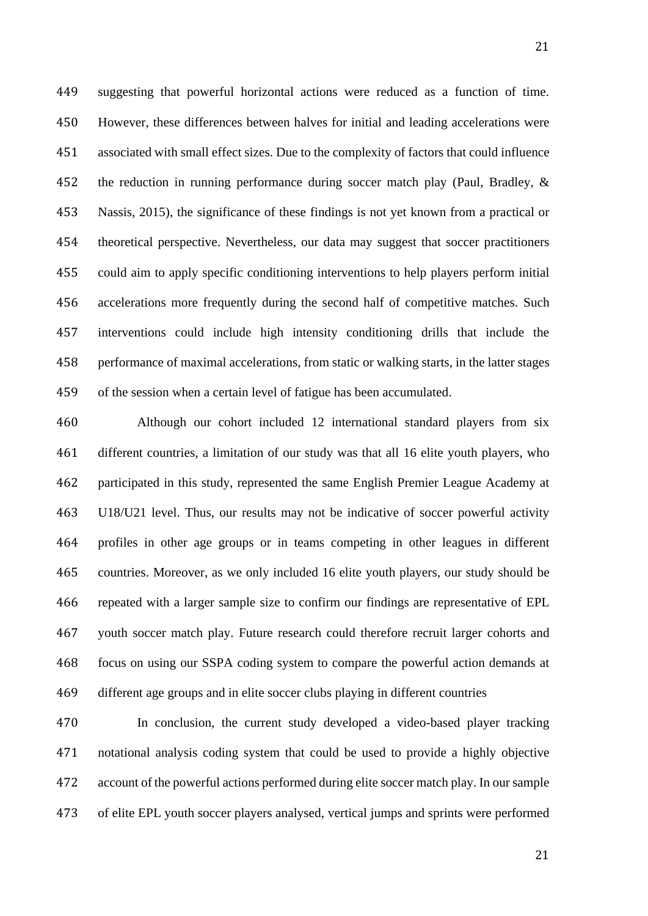suggesting that powerful horizontal actions were reduced as a function of time. However, these differences between halves for initial and leading accelerations were associated with small effect sizes. Due to the complexity of factors that could influence the reduction in running performance during soccer match play (Paul, Bradley, & Nassis, 2015), the significance of these findings is not yet known from a practical or theoretical perspective. Nevertheless, our data may suggest that soccer practitioners could aim to apply specific conditioning interventions to help players perform initial accelerations more frequently during the second half of competitive matches. Such interventions could include high intensity conditioning drills that include the performance of maximal accelerations, from static or walking starts, in the latter stages of the session when a certain level of fatigue has been accumulated.

Although our cohort included 12 international standard players from six different countries, a limitation of our study was that all 16 elite youth players, who participated in this study, represented the same English Premier League Academy at U18/U21 level. Thus, our results may not be indicative of soccer powerful activity profiles in other age groups or in teams competing in other leagues in different countries. Moreover, as we only included 16 elite youth players, our study should be repeated with a larger sample size to confirm our findings are representative of EPL youth soccer match play. Future research could therefore recruit larger cohorts and focus on using our SSPA coding system to compare the powerful action demands at different age groups and in elite soccer clubs playing in different countries

In conclusion, the current study developed a video-based player tracking notational analysis coding system that could be used to provide a highly objective account of the powerful actions performed during elite soccer match play. In our sample of elite EPL youth soccer players analysed, vertical jumps and sprints were performed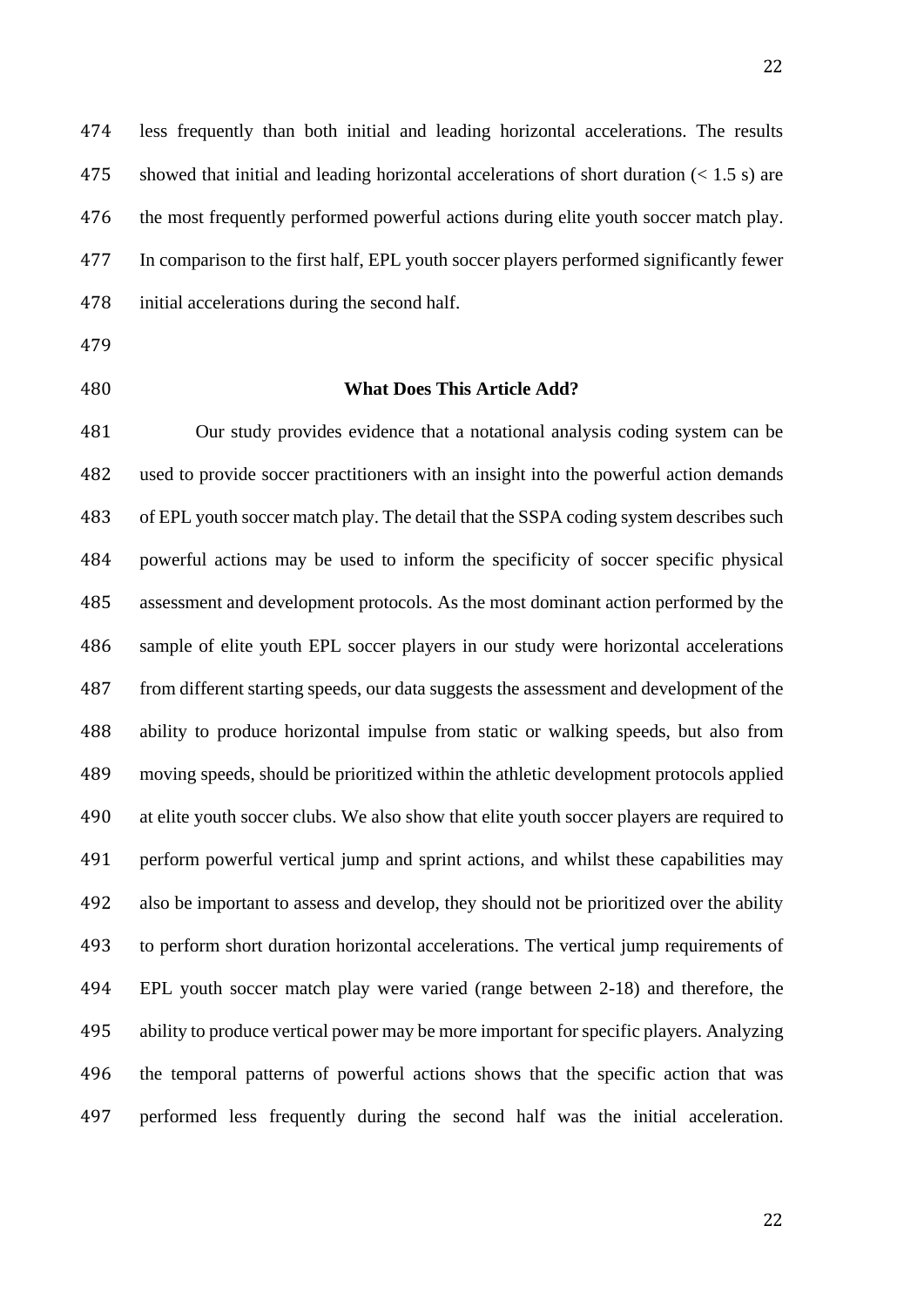less frequently than both initial and leading horizontal accelerations. The results showed that initial and leading horizontal accelerations of short duration (< 1.5 s) are the most frequently performed powerful actions during elite youth soccer match play. In comparison to the first half, EPL youth soccer players performed significantly fewer initial accelerations during the second half.

## What Does This Article Add?

Our study provides evidence that a notational analysis coding system can be used to provide soccer practitioners with an insight into the powerful action demands of EPL youth soccer match play. The detail that the SSPA coding system describes such powerful actions may be used to inform the specificity of soccer specific physical assessment and development protocols. As the most dominant action performed by the sample of elite youth EPL soccer players in our study were horizontal accelerations from different starting speeds, our data suggests the assessment and development of the ability to produce horizontal impulse from static or walking speeds, but also from moving speeds, should be prioritized within the athletic development protocols applied at elite youth soccer clubs. We also show that elite youth soccer players are required to perform powerful vertical jump and sprint actions, and whilst these capabilities may also be important to assess and develop, they should not be prioritized over the ability to perform short duration horizontal accelerations. The vertical jump requirements of EPL youth soccer match play were varied (range between 2-18) and therefore, the ability to produce vertical power may be more important for specific players. Analyzing the temporal patterns of powerful actions shows that the specific action that was performed less frequently during the second half was the initial acceleration.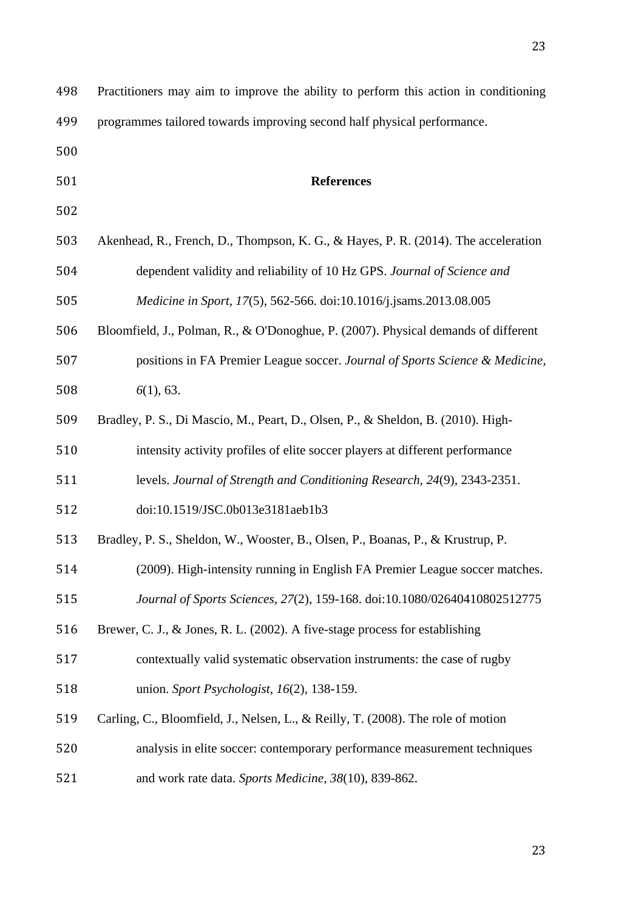Practitioners may aim to improve the ability to perform this action in conditioning programmes tailored towards improving second half physical performance.

## References

Akenhead, R., French, D., Thompson, K. G., & Hayes, P. R. (2014). The acceleration dependent validity and reliability of 10 Hz GPS. *Journal of Science and Medicine in Sport*, *17*(5), 562-566. doi:10.1016/j.jsams.2013.08.005

Bloomfield, J., Polman, R., & O'Donoghue, P. (2007). Physical demands of different positions in FA Premier League soccer. *Journal of Sports Science & Medicine*, *6*(1), 63.

Bradley, P. S., Di Mascio, M., Peart, D., Olsen, P., & Sheldon, B. (2010). High-intensity activity profiles of elite soccer players at different performance levels. *Journal of Strength and Conditioning Research, 24*(9), 2343-2351. doi:10.1519/JSC.0b013e3181aeb1b3

Bradley, P. S., Sheldon, W., Wooster, B., Olsen, P., Boanas, P., & Krustrup, P. (2009). High-intensity running in English FA Premier League soccer matches. *Journal of Sports Sciences, 27*(2), 159-168. doi:10.1080/02640410802512775

Brewer, C. J., & Jones, R. L. (2002). A five-stage process for establishing contextually valid systematic observation instruments: the case of rugby union. *Sport Psychologist*, *16*(2), 138-159.

Carling, C., Bloomfield, J., Nelsen, L., & Reilly, T. (2008). The role of motion analysis in elite soccer: contemporary performance measurement techniques and work rate data. *Sports Medicine, 38*(10), 839-862.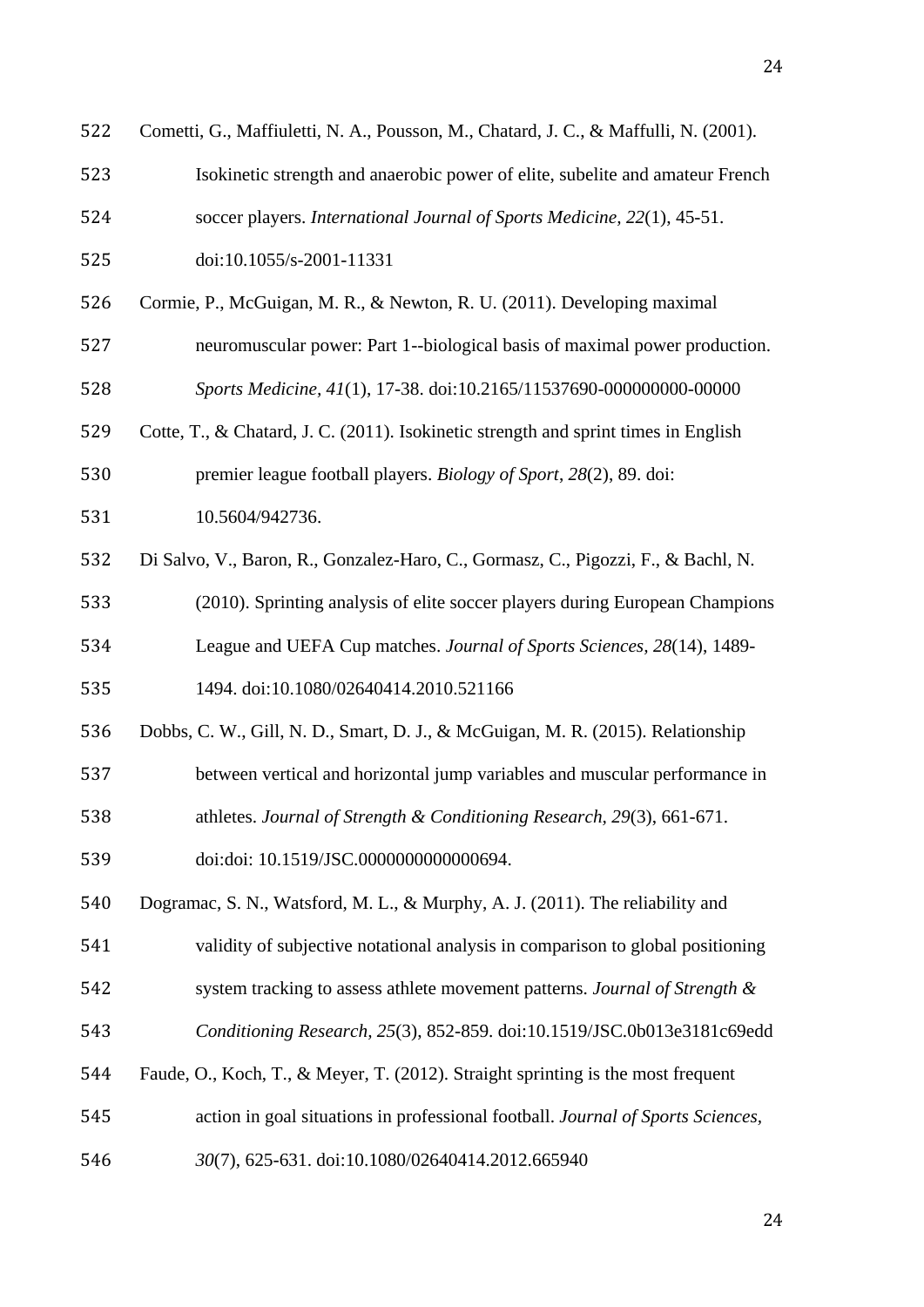Cometti, G., Maffiuletti, N. A., Pousson, M., Chatard, J. C., & Maffulli, N. (2001). Isokinetic strength and anaerobic power of elite, subelite and amateur French soccer players. *International Journal of Sports Medicine, 22*(1), 45-51. doi:10.1055/s-2001-11331

Cormie, P., McGuigan, M. R., & Newton, R. U. (2011). Developing maximal neuromuscular power: Part 1--biological basis of maximal power production. *Sports Medicine, 41*(1), 17-38. doi:10.2165/11537690-000000000-00000

Cotte, T., & Chatard, J. C. (2011). Isokinetic strength and sprint times in English premier league football players. *Biology of Sport, 28*(2), 89. doi: 10.5604/942736.

Di Salvo, V., Baron, R., Gonzalez-Haro, C., Gormasz, C., Pigozzi, F., & Bachl, N. (2010). Sprinting analysis of elite soccer players during European Champions League and UEFA Cup matches. *Journal of Sports Sciences, 28*(14), 1489-1494. doi:10.1080/02640414.2010.521166

Dobbs, C. W., Gill, N. D., Smart, D. J., & McGuigan, M. R. (2015). Relationship between vertical and horizontal jump variables and muscular performance in athletes. *Journal of Strength & Conditioning Research, 29*(3), 661-671. doi:doi: 10.1519/JSC.0000000000000694.

Dogramac, S. N., Watsford, M. L., & Murphy, A. J. (2011). The reliability and validity of subjective notational analysis in comparison to global positioning system tracking to assess athlete movement patterns. *Journal of Strength & Conditioning Research, 25*(3), 852-859. doi:10.1519/JSC.0b013e3181c69edd

Faude, O., Koch, T., & Meyer, T. (2012). Straight sprinting is the most frequent action in goal situations in professional football. *Journal of Sports Sciences, 30*(7), 625-631. doi:10.1080/02640414.2012.665940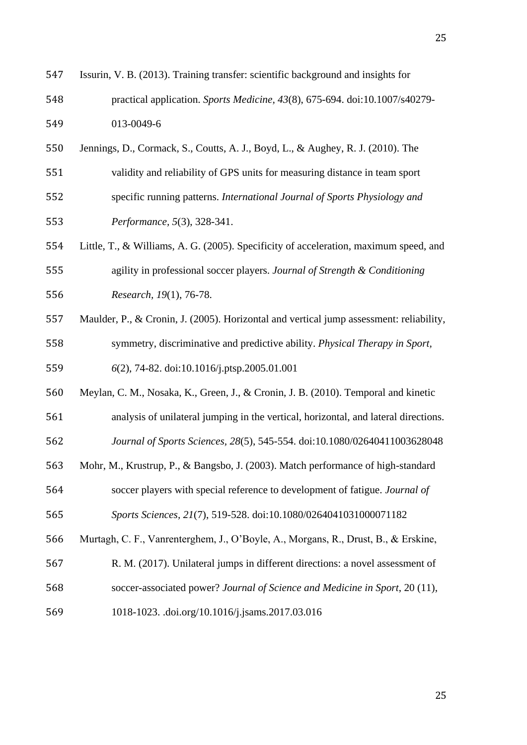Issurin, V. B. (2013). Training transfer: scientific background and insights for practical application. *Sports Medicine*, *43*(8), 675-694. doi:10.1007/s40279-013-0049-6

Jennings, D., Cormack, S., Coutts, A. J., Boyd, L., & Aughey, R. J. (2010). The validity and reliability of GPS units for measuring distance in team sport specific running patterns. *International Journal of Sports Physiology and Performance*, *5*(3), 328-341.

Little, T., & Williams, A. G. (2005). Specificity of acceleration, maximum speed, and agility in professional soccer players. *Journal of Strength & Conditioning Research*, *19*(1), 76-78.

Maulder, P., & Cronin, J. (2005). Horizontal and vertical jump assessment: reliability, symmetry, discriminative and predictive ability. *Physical Therapy in Sport*, *6*(2), 74-82. doi:10.1016/j.ptsp.2005.01.001

Meylan, C. M., Nosaka, K., Green, J., & Cronin, J. B. (2010). Temporal and kinetic analysis of unilateral jumping in the vertical, horizontal, and lateral directions. *Journal of Sports Sciences*, *28*(5), 545-554. doi:10.1080/02640411003628048

Mohr, M., Krustrup, P., & Bangsbo, J. (2003). Match performance of high-standard soccer players with special reference to development of fatigue. *Journal of Sports Sciences*, *21*(7), 519-528. doi:10.1080/0264041031000071182

Murtagh, C. F., Vanrenterghem, J., O'Boyle, A., Morgans, R., Drust, B., & Erskine, R. M. (2017). Unilateral jumps in different directions: a novel assessment of soccer-associated power? *Journal of Science and Medicine in Sport*, 20 (11), 1018-1023. .doi.org/10.1016/j.jsams.2017.03.016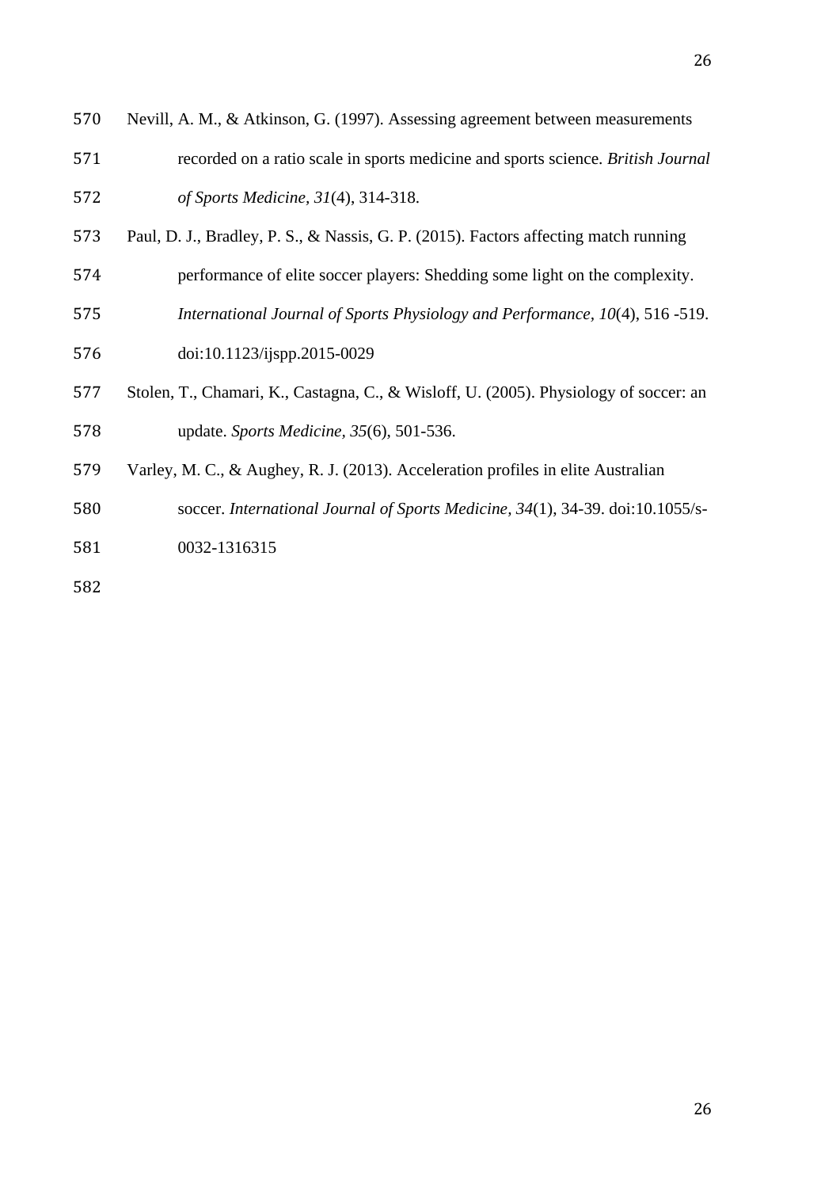Nevill, A. M., & Atkinson, G. (1997). Assessing agreement between measurements recorded on a ratio scale in sports medicine and sports science. *British Journal of Sports Medicine, 31*(4), 314-318.

Paul, D. J., Bradley, P. S., & Nassis, G. P. (2015). Factors affecting match running performance of elite soccer players: Shedding some light on the complexity. *International Journal of Sports Physiology and Performance*, *10*(4), 516 -519. doi:10.1123/ijspp.2015-0029

Stolen, T., Chamari, K., Castagna, C., & Wisloff, U. (2005). Physiology of soccer: an update. *Sports Medicine, 35*(6), 501-536.

Varley, M. C., & Aughey, R. J. (2013). Acceleration profiles in elite Australian soccer. *International Journal of Sports Medicine, 34*(1), 34-39. doi:10.1055/s-0032-1316315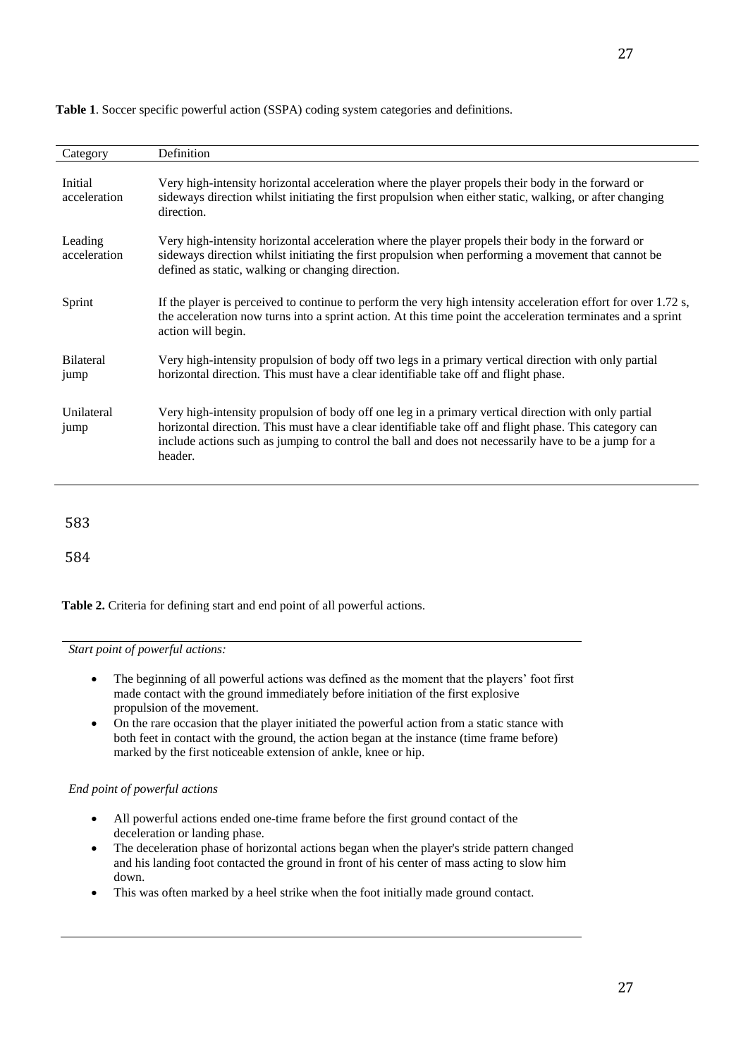**Table 1**. Soccer specific powerful action (SSPA) coding system categories and definitions.

| Category | Definition |
| --- | --- |
| Initial acceleration | Very high-intensity horizontal acceleration where the player propels their body in the forward or sideways direction whilst initiating the first propulsion when either static, walking, or after changing direction. |
| Leading acceleration | Very high-intensity horizontal acceleration where the player propels their body in the forward or sideways direction whilst initiating the first propulsion when performing a movement that cannot be defined as static, walking or changing direction. |
| Sprint | If the player is perceived to continue to perform the very high intensity acceleration effort for over 1.72 s, the acceleration now turns into a sprint action. At this time point the acceleration terminates and a sprint action will begin. |
| Bilateral jump | Very high-intensity propulsion of body off two legs in a primary vertical direction with only partial horizontal direction. This must have a clear identifiable take off and flight phase. |
| Unilateral jump | Very high-intensity propulsion of body off one leg in a primary vertical direction with only partial horizontal direction. This must have a clear identifiable take off and flight phase. This category can include actions such as jumping to control the ball and does not necessarily have to be a jump for a header. |

**Table 2.** Criteria for defining start and end point of all powerful actions.

*Start point of powerful actions:*

- The beginning of all powerful actions was defined as the moment that the players' foot first made contact with the ground immediately before initiation of the first explosive propulsion of the movement.
- On the rare occasion that the player initiated the powerful action from a static stance with both feet in contact with the ground, the action began at the instance (time frame before) marked by the first noticeable extension of ankle, knee or hip.

*End point of powerful actions*

- All powerful actions ended one-time frame before the first ground contact of the deceleration or landing phase.
- The deceleration phase of horizontal actions began when the player's stride pattern changed and his landing foot contacted the ground in front of his center of mass acting to slow him down.
- This was often marked by a heel strike when the foot initially made ground contact.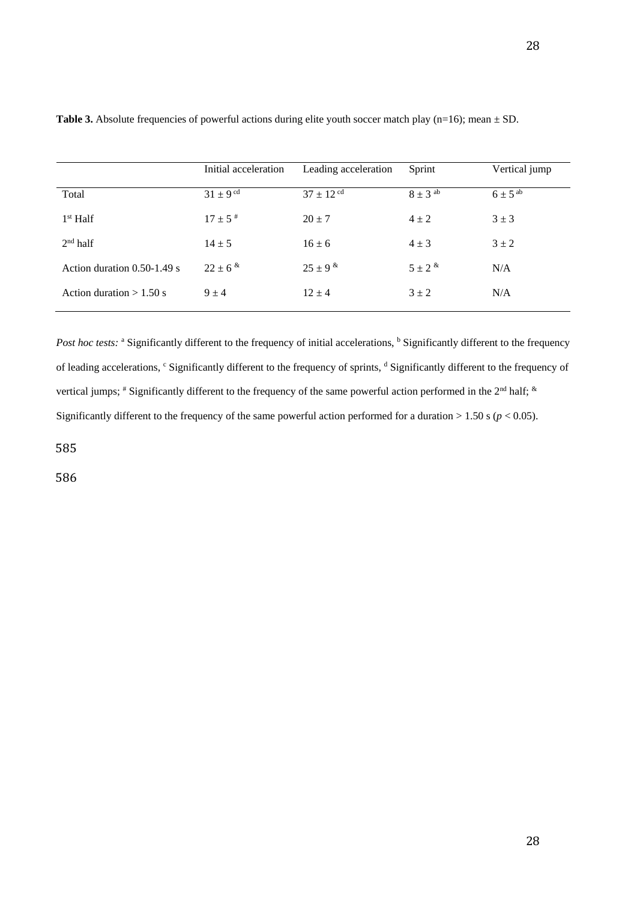**Table 3.** Absolute frequencies of powerful actions during elite youth soccer match play (n=16); mean ± SD.

| | Initial acceleration | Leading acceleration | Sprint | Vertical jump |
|---|---|---|---|---|
| Total | 31 ± 9 [cd] | 37 ± 12 [cd] | 8 ± 3 [ab] | 6 ± 5 [ab] |
| 1st Half | 17 ± 5 [#] | 20 ± 7 | 4 ± 2 | 3 ± 3 |
| 2nd half | 14 ± 5 | 16 ± 6 | 4 ± 3 | 3 ± 2 |
| Action duration 0.50-1.49 s | 22 ± 6 [&] | 25 ± 9 [&] | 5 ± 2 [&] | N/A |
| Action duration > 1.50 s | 9 ± 4 | 12 ± 4 | 3 ± 2 | N/A |

*Post hoc tests:* [a] Significantly different to the frequency of initial accelerations, [b] Significantly different to the frequency of leading accelerations, [c] Significantly different to the frequency of sprints, [d] Significantly different to the frequency of vertical jumps; [#] Significantly different to the frequency of the same powerful action performed in the 2nd half; [&] Significantly different to the frequency of the same powerful action performed for a duration > 1.50 s ($p < 0.05$).

585

586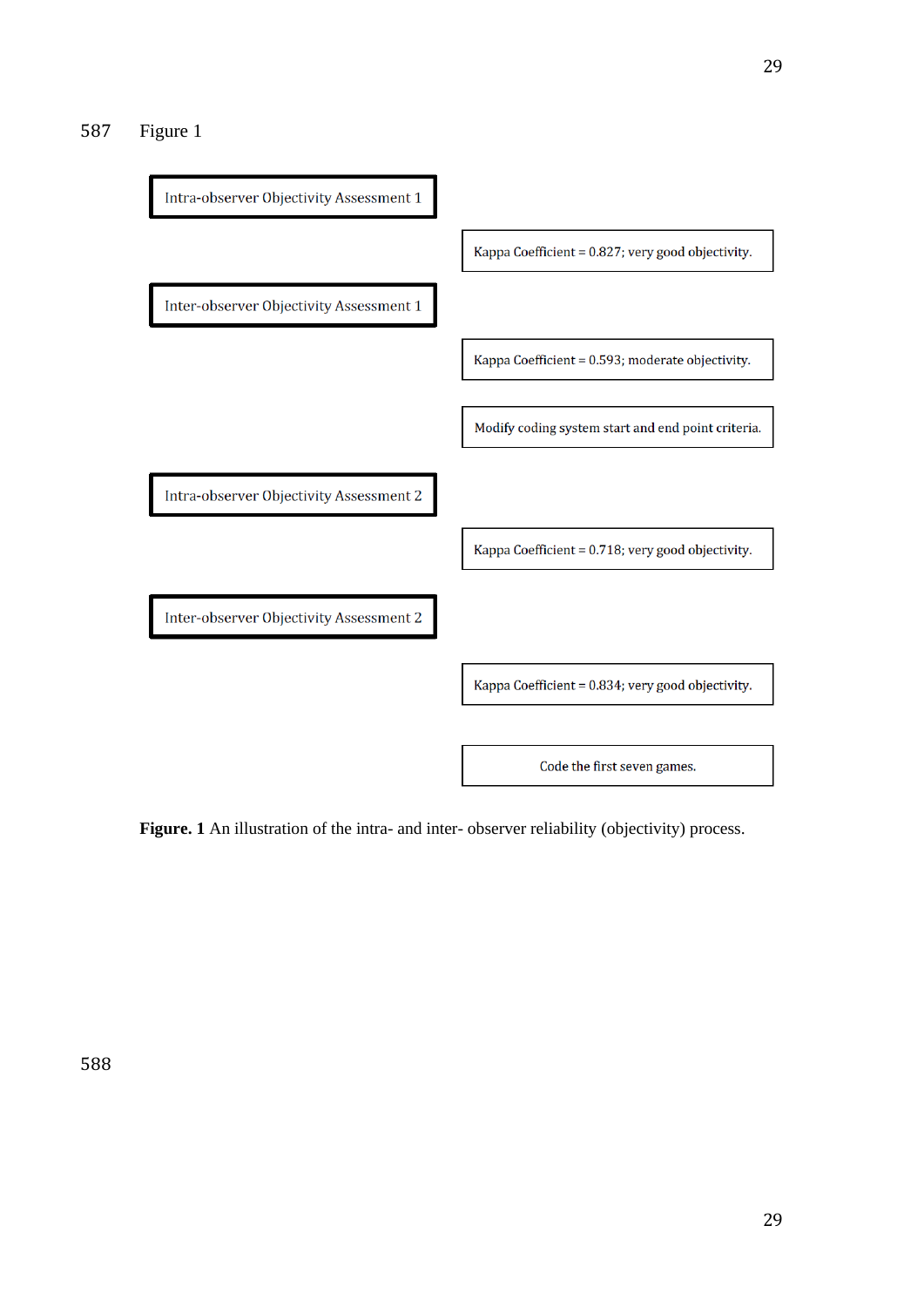Figure 1

Intra-observer Objectivity Assessment 1

Kappa Coefficient = 0.827; very good objectivity.

Inter-observer Objectivity Assessment 1

Kappa Coefficient = 0.593; moderate objectivity.

Modify coding system start and end point criteria.

Intra-observer Objectivity Assessment 2

Kappa Coefficient = 0.718; very good objectivity.

Inter-observer Objectivity Assessment 2

Kappa Coefficient = 0.834; very good objectivity.

Code the first seven games.

**Figure. 1** An illustration of the intra- and inter- observer reliability (objectivity) process.